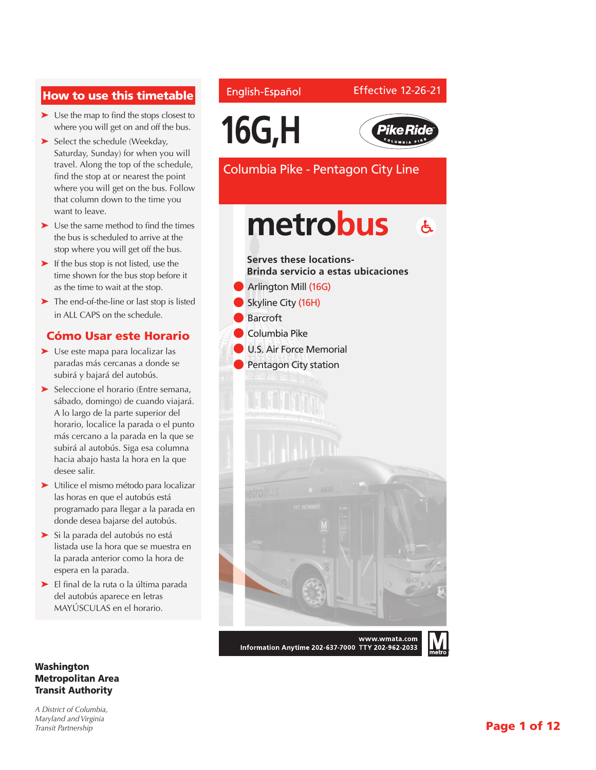## How to use this timetable

- Use the map to find the stops closest to where you will get on and off the bus.
- Select the schedule (Weekday, Saturday, Sunday) for when you will travel. Along the top of the schedule, find the stop at or nearest the point where you will get on the bus. Follow that column down to the time you want to leave.
- Use the same method to find the times the bus is scheduled to arrive at the stop where you will get off the bus.
- If the bus stop is not listed, use the time shown for the bus stop before it as the time to wait at the stop.
- The end-of-the-line or last stop is listed in ALL CAPS on the schedule.

## Cómo Usar este Horario

- Use este mapa para localizar las paradas más cercanas a donde se subirá y bajará del autobús.
- Seleccione el horario (Entre semana, sábado, domingo) de cuando viajará. A lo largo de la parte superior del horario, localice la parada o el punto más cercano a la parada en la que se subirá al autobús. Siga esa columna hacia abajo hasta la hora en la que desee salir.
- Utilice el mismo método para localizar las horas en que el autobús está programado para llegar a la parada en donde desea bajarse del autobús.
- Si la parada del autobús no está listada use la hora que se muestra en la parada anterior como la hora de espera en la parada.
- El final de la ruta o la última parada del autobús aparece en letras MAYÚSCULAS en el horario.

English-Español

Effective 12-26-21

# 16G,H

Pike Ride Columbia Pike

## Columbia Pike - Pentagon City Line

# metrobus

**Serves these locations-**
**Brinda servicio a estas ubicaciones**

- Arlington Mill (16G)
- Skyline City (16H)
- Barcroft
- Columbia Pike
- U.S. Air Force Memorial
- Pentagon City station

www.wmata.com
Information Anytime 202-637-7000 TTY 202-962-2033

**Washington Metropolitan Area Transit Authority**

*A District of Columbia, Maryland and Virginia Transit Partnership*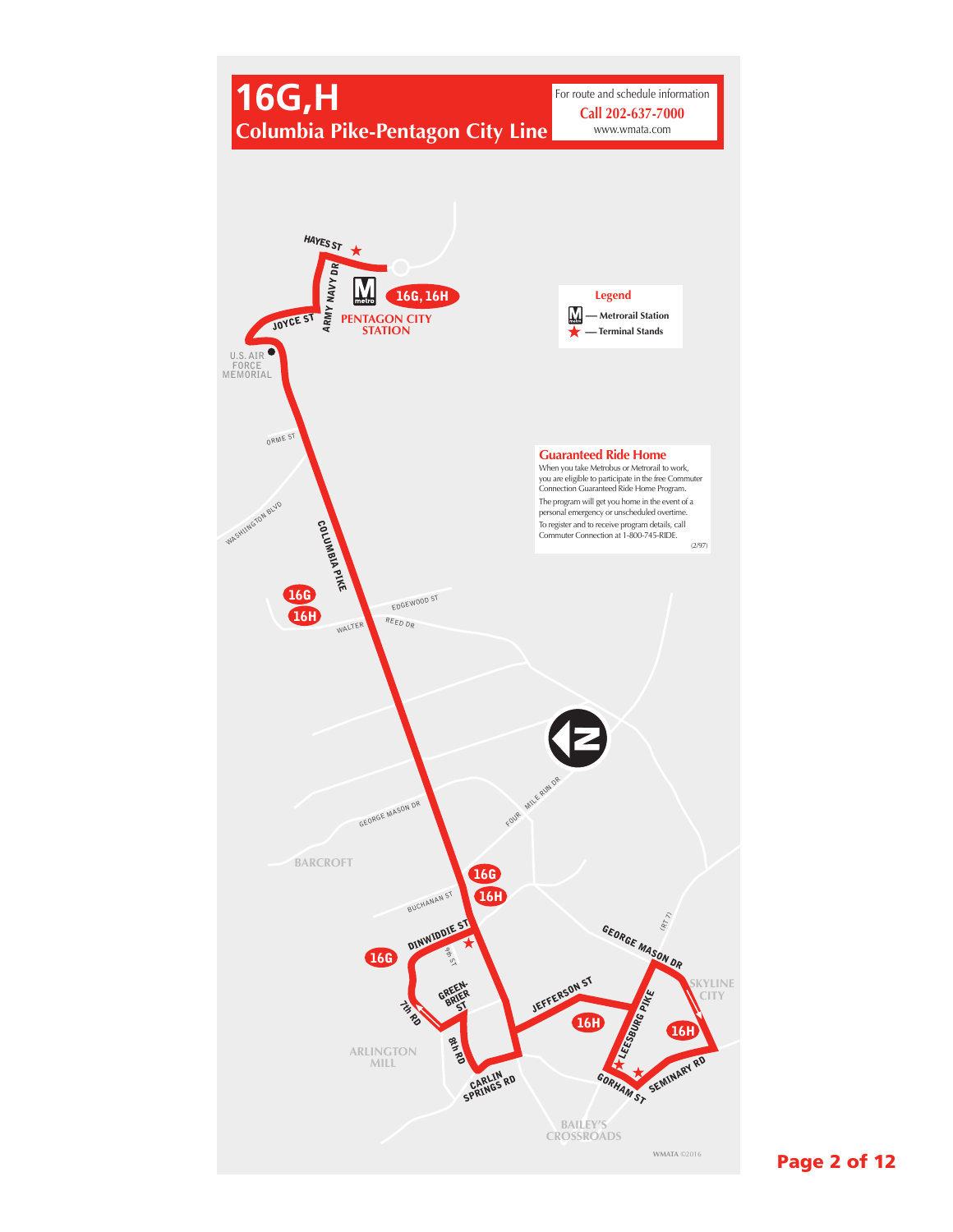# 16G,H
## Columbia Pike-Pentagon City Line

For route and schedule information
**Call 202-637-7000**
www.wmata.com

**Legend**
- Metrorail Station
- Terminal Stands

**Guaranteed Ride Home**
When you take Metrobus or Metrorail to work, you are eligible to participate in the free Commuter Connection Guaranteed Ride Home Program.
The program will get you home in the event of a personal emergency or unscheduled overtime.
To register and to receive program details, call Commuter Connection at 1-800-745-RIDE.
(2/97)

HAYES ST
ARMY NAVY DR
JOYCE ST
16G, 16H
PENTAGON CITY STATION
U.S. AIR FORCE MEMORIAL
ORME ST
WASHINGTON BLVD
COLUMBIA PIKE
16G
16H
EDGEWOOD ST
WALTER
REED DR
GEORGE MASON DR
FOUR MILE RUN DR
BARCROFT
16G
16H
BUCHANAN ST
DINWIDDIE ST
9th ST
16G
GREEN-BRIER ST
7th RD
8th RD
ARLINGTON MILL
CARLIN SPRINGS RD
JEFFERSON ST
16H
(RT 7)
GEORGE MASON DR
LEESBURG PIKE
16H
SKYLINE CITY
GORHAM ST
SEMINARY RD
BAILEY'S CROSSROADS

WMATA ©2016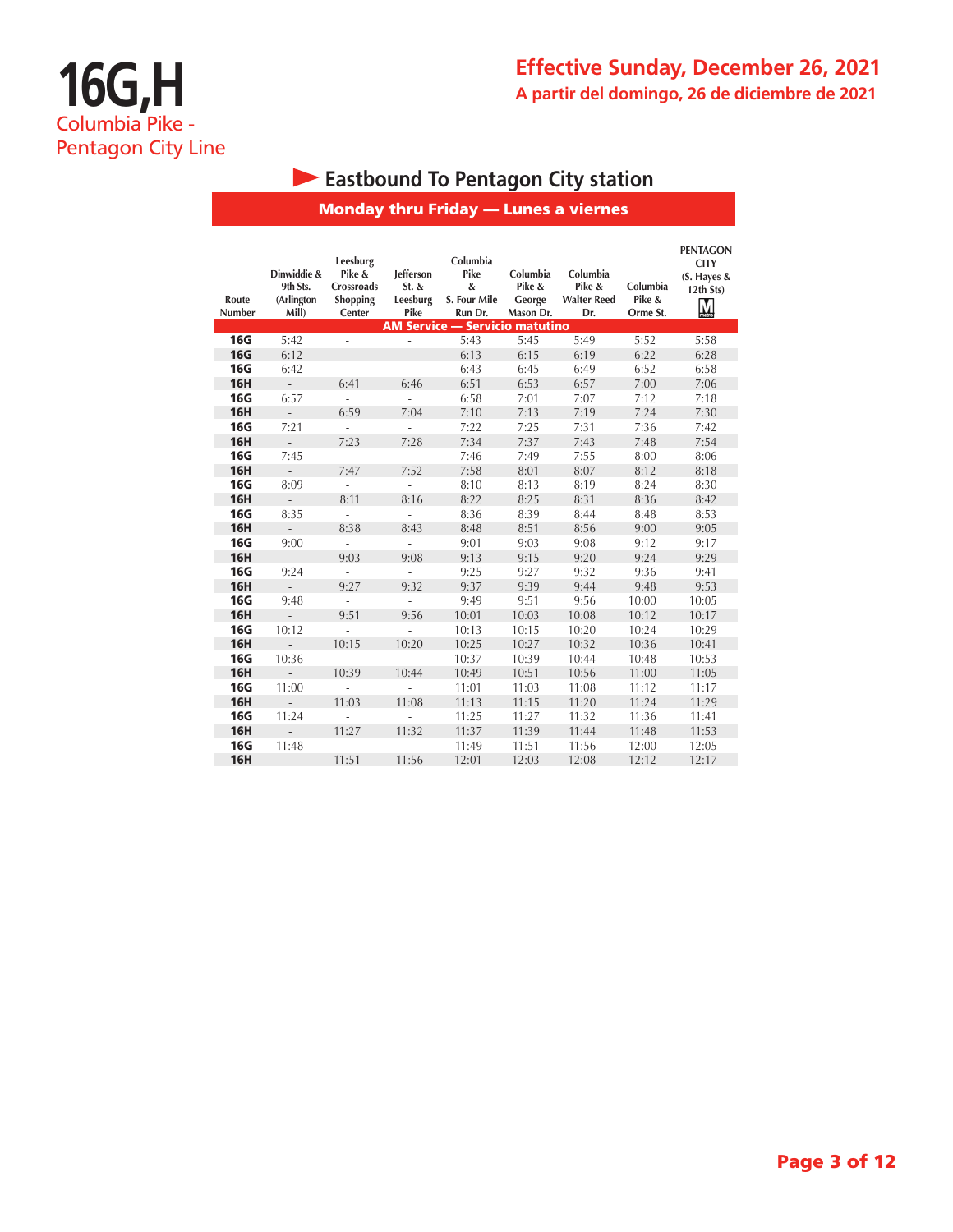# 16G,H

Columbia Pike - Pentagon City Line

**Effective Sunday, December 26, 2021**

**A partir del domingo, 26 de diciembre de 2021**

## Eastbound To Pentagon City station

### Monday thru Friday — Lunes a viernes

| Route Number | Dinwiddie & 9th Sts. (Arlington Mill) | Leesburg Pike & Crossroads Shopping Center | Jefferson St. & Leesburg Pike | Columbia Pike & S. Four Mile Run Dr. | Columbia Pike & George Mason Dr. | Columbia Pike & Walter Reed Dr. | Columbia Pike & Orme St. | PENTAGON CITY (S. Hayes & 12th Sts) |
|---|---|---|---|---|---|---|---|---|
| **AM Service — Servicio matutino** | | | | | | | | |
| **16G** | 5:42 | - | - | 5:43 | 5:45 | 5:49 | 5:52 | 5:58 |
| **16G** | 6:12 | - | - | 6:13 | 6:15 | 6:19 | 6:22 | 6:28 |
| **16G** | 6:42 | - | - | 6:43 | 6:45 | 6:49 | 6:52 | 6:58 |
| **16H** | - | 6:41 | 6:46 | 6:51 | 6:53 | 6:57 | 7:00 | 7:06 |
| **16G** | 6:57 | - | - | 6:58 | 7:01 | 7:07 | 7:12 | 7:18 |
| **16H** | - | 6:59 | 7:04 | 7:10 | 7:13 | 7:19 | 7:24 | 7:30 |
| **16G** | 7:21 | - | - | 7:22 | 7:25 | 7:31 | 7:36 | 7:42 |
| **16H** | - | 7:23 | 7:28 | 7:34 | 7:37 | 7:43 | 7:48 | 7:54 |
| **16G** | 7:45 | - | - | 7:46 | 7:49 | 7:55 | 8:00 | 8:06 |
| **16H** | - | 7:47 | 7:52 | 7:58 | 8:01 | 8:07 | 8:12 | 8:18 |
| **16G** | 8:09 | - | - | 8:10 | 8:13 | 8:19 | 8:24 | 8:30 |
| **16H** | - | 8:11 | 8:16 | 8:22 | 8:25 | 8:31 | 8:36 | 8:42 |
| **16G** | 8:35 | - | - | 8:36 | 8:39 | 8:44 | 8:48 | 8:53 |
| **16H** | - | 8:38 | 8:43 | 8:48 | 8:51 | 8:56 | 9:00 | 9:05 |
| **16G** | 9:00 | - | - | 9:01 | 9:03 | 9:08 | 9:12 | 9:17 |
| **16H** | - | 9:03 | 9:08 | 9:13 | 9:15 | 9:20 | 9:24 | 9:29 |
| **16G** | 9:24 | - | - | 9:25 | 9:27 | 9:32 | 9:36 | 9:41 |
| **16H** | - | 9:27 | 9:32 | 9:37 | 9:39 | 9:44 | 9:48 | 9:53 |
| **16G** | 9:48 | - | - | 9:49 | 9:51 | 9:56 | 10:00 | 10:05 |
| **16H** | - | 9:51 | 9:56 | 10:01 | 10:03 | 10:08 | 10:12 | 10:17 |
| **16G** | 10:12 | - | - | 10:13 | 10:15 | 10:20 | 10:24 | 10:29 |
| **16H** | - | 10:15 | 10:20 | 10:25 | 10:27 | 10:32 | 10:36 | 10:41 |
| **16G** | 10:36 | - | - | 10:37 | 10:39 | 10:44 | 10:48 | 10:53 |
| **16H** | - | 10:39 | 10:44 | 10:49 | 10:51 | 10:56 | 11:00 | 11:05 |
| **16G** | 11:00 | - | - | 11:01 | 11:03 | 11:08 | 11:12 | 11:17 |
| **16H** | - | 11:03 | 11:08 | 11:13 | 11:15 | 11:20 | 11:24 | 11:29 |
| **16G** | 11:24 | - | - | 11:25 | 11:27 | 11:32 | 11:36 | 11:41 |
| **16H** | - | 11:27 | 11:32 | 11:37 | 11:39 | 11:44 | 11:48 | 11:53 |
| **16G** | 11:48 | - | - | 11:49 | 11:51 | 11:56 | 12:00 | 12:05 |
| **16H** | - | 11:51 | 11:56 | 12:01 | 12:03 | 12:08 | 12:12 | 12:17 |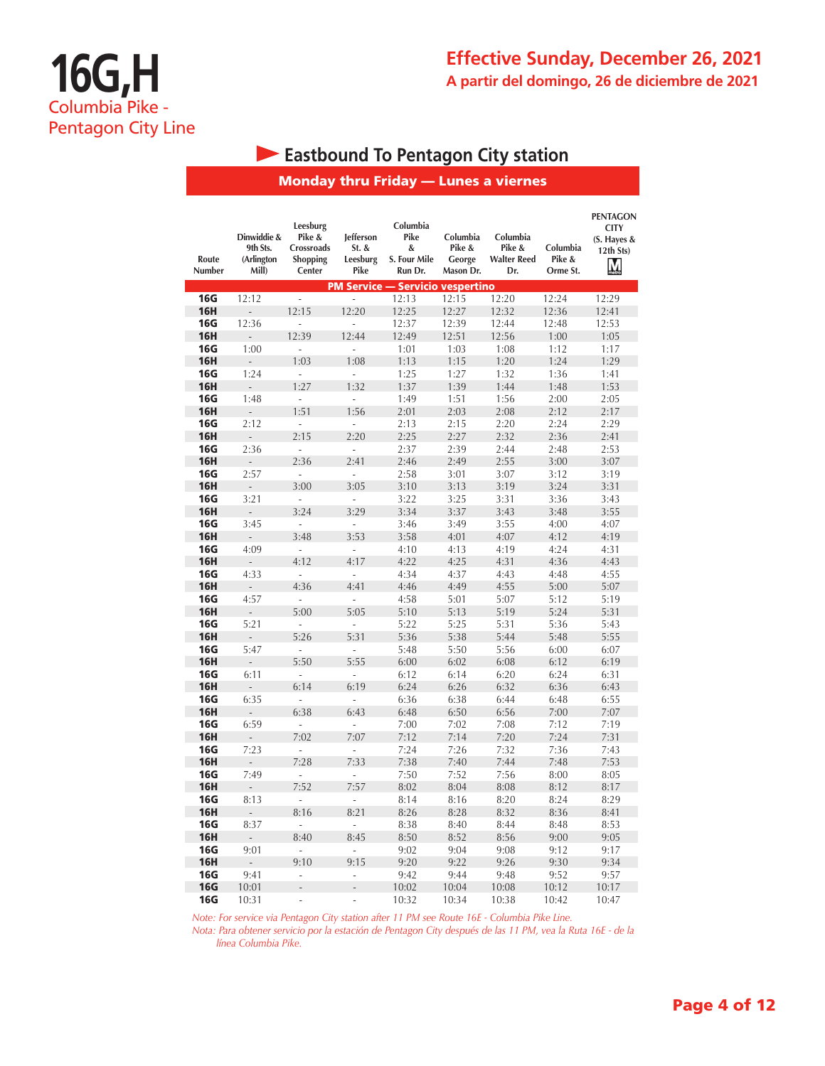# 16G,H

Columbia Pike - Pentagon City Line

**Effective Sunday, December 26, 2021**

**A partir del domingo, 26 de diciembre de 2021**

## Eastbound To Pentagon City station

### Monday thru Friday — Lunes a viernes

| Route Number | Dinwiddie & 9th Sts. (Arlington Mill) | Leesburg Pike & Crossroads Shopping Center | Jefferson St. & Leesburg Pike | Columbia Pike & S. Four Mile Run Dr. | Columbia Pike & George Mason Dr. | Columbia Pike & Walter Reed Dr. | Columbia Pike & Orme St. | PENTAGON CITY (S. Hayes & 12th Sts) |
|---|---|---|---|---|---|---|---|---|
| **PM Service — Servicio vespertino** | | | | | | | | |
| **16G** | 12:12 | - | - | 12:13 | 12:15 | 12:20 | 12:24 | 12:29 |
| **16H** | - | 12:15 | 12:20 | 12:25 | 12:27 | 12:32 | 12:36 | 12:41 |
| **16G** | 12:36 | - | - | 12:37 | 12:39 | 12:44 | 12:48 | 12:53 |
| **16H** | - | 12:39 | 12:44 | 12:49 | 12:51 | 12:56 | 1:00 | 1:05 |
| **16G** | 1:00 | - | - | 1:01 | 1:03 | 1:08 | 1:12 | 1:17 |
| **16H** | - | 1:03 | 1:08 | 1:13 | 1:15 | 1:20 | 1:24 | 1:29 |
| **16G** | 1:24 | - | - | 1:25 | 1:27 | 1:32 | 1:36 | 1:41 |
| **16H** | - | 1:27 | 1:32 | 1:37 | 1:39 | 1:44 | 1:48 | 1:53 |
| **16G** | 1:48 | - | - | 1:49 | 1:51 | 1:56 | 2:00 | 2:05 |
| **16H** | - | 1:51 | 1:56 | 2:01 | 2:03 | 2:08 | 2:12 | 2:17 |
| **16G** | 2:12 | - | - | 2:13 | 2:15 | 2:20 | 2:24 | 2:29 |
| **16H** | - | 2:15 | 2:20 | 2:25 | 2:27 | 2:32 | 2:36 | 2:41 |
| **16G** | 2:36 | - | - | 2:37 | 2:39 | 2:44 | 2:48 | 2:53 |
| **16H** | - | 2:36 | 2:41 | 2:46 | 2:49 | 2:55 | 3:00 | 3:07 |
| **16G** | 2:57 | - | - | 2:58 | 3:01 | 3:07 | 3:12 | 3:19 |
| **16H** | - | 3:00 | 3:05 | 3:10 | 3:13 | 3:19 | 3:24 | 3:31 |
| **16G** | 3:21 | - | - | 3:22 | 3:25 | 3:31 | 3:36 | 3:43 |
| **16H** | - | 3:24 | 3:29 | 3:34 | 3:37 | 3:43 | 3:48 | 3:55 |
| **16G** | 3:45 | - | - | 3:46 | 3:49 | 3:55 | 4:00 | 4:07 |
| **16H** | - | 3:48 | 3:53 | 3:58 | 4:01 | 4:07 | 4:12 | 4:19 |
| **16G** | 4:09 | - | - | 4:10 | 4:13 | 4:19 | 4:24 | 4:31 |
| **16H** | - | 4:12 | 4:17 | 4:22 | 4:25 | 4:31 | 4:36 | 4:43 |
| **16G** | 4:33 | - | - | 4:34 | 4:37 | 4:43 | 4:48 | 4:55 |
| **16H** | - | 4:36 | 4:41 | 4:46 | 4:49 | 4:55 | 5:00 | 5:07 |
| **16G** | 4:57 | - | - | 4:58 | 5:01 | 5:07 | 5:12 | 5:19 |
| **16H** | - | 5:00 | 5:05 | 5:10 | 5:13 | 5:19 | 5:24 | 5:31 |
| **16G** | 5:21 | - | - | 5:22 | 5:25 | 5:31 | 5:36 | 5:43 |
| **16H** | - | 5:26 | 5:31 | 5:36 | 5:38 | 5:44 | 5:48 | 5:55 |
| **16G** | 5:47 | - | - | 5:48 | 5:50 | 5:56 | 6:00 | 6:07 |
| **16H** | - | 5:50 | 5:55 | 6:00 | 6:02 | 6:08 | 6:12 | 6:19 |
| **16G** | 6:11 | - | - | 6:12 | 6:14 | 6:20 | 6:24 | 6:31 |
| **16H** | - | 6:14 | 6:19 | 6:24 | 6:26 | 6:32 | 6:36 | 6:43 |
| **16G** | 6:35 | - | - | 6:36 | 6:38 | 6:44 | 6:48 | 6:55 |
| **16H** | - | 6:38 | 6:43 | 6:48 | 6:50 | 6:56 | 7:00 | 7:07 |
| **16G** | 6:59 | - | - | 7:00 | 7:02 | 7:08 | 7:12 | 7:19 |
| **16H** | - | 7:02 | 7:07 | 7:12 | 7:14 | 7:20 | 7:24 | 7:31 |
| **16G** | 7:23 | - | - | 7:24 | 7:26 | 7:32 | 7:36 | 7:43 |
| **16H** | - | 7:28 | 7:33 | 7:38 | 7:40 | 7:44 | 7:48 | 7:53 |
| **16G** | 7:49 | - | - | 7:50 | 7:52 | 7:56 | 8:00 | 8:05 |
| **16H** | - | 7:52 | 7:57 | 8:02 | 8:04 | 8:08 | 8:12 | 8:17 |
| **16G** | 8:13 | - | - | 8:14 | 8:16 | 8:20 | 8:24 | 8:29 |
| **16H** | - | 8:16 | 8:21 | 8:26 | 8:28 | 8:32 | 8:36 | 8:41 |
| **16G** | 8:37 | - | - | 8:38 | 8:40 | 8:44 | 8:48 | 8:53 |
| **16H** | - | 8:40 | 8:45 | 8:50 | 8:52 | 8:56 | 9:00 | 9:05 |
| **16G** | 9:01 | - | - | 9:02 | 9:04 | 9:08 | 9:12 | 9:17 |
| **16H** | - | 9:10 | 9:15 | 9:20 | 9:22 | 9:26 | 9:30 | 9:34 |
| **16G** | 9:41 | - | - | 9:42 | 9:44 | 9:48 | 9:52 | 9:57 |
| **16G** | 10:01 | - | - | 10:02 | 10:04 | 10:08 | 10:12 | 10:17 |
| **16G** | 10:31 | - | - | 10:32 | 10:34 | 10:38 | 10:42 | 10:47 |

*Note: For service via Pentagon City station after 11 PM see Route 16E - Columbia Pike Line.*

*Nota: Para obtener servicio por la estación de Pentagon City después de las 11 PM, vea la Ruta 16E - de la línea Columbia Pike.*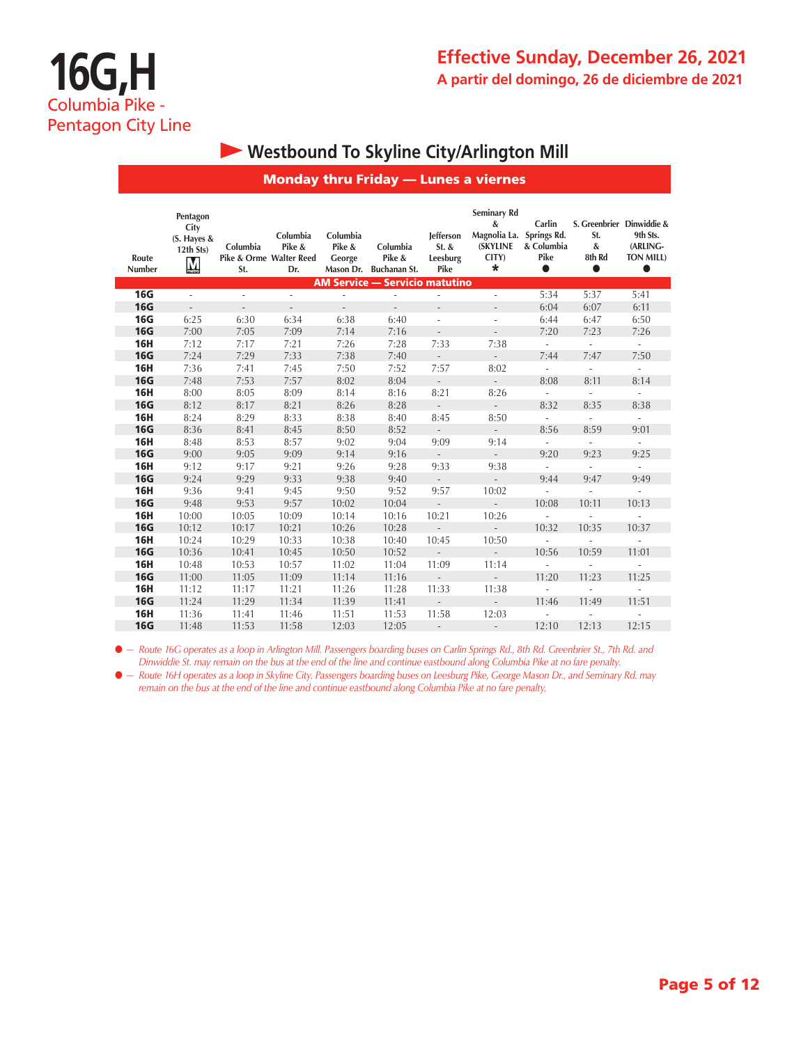# 16G,H

Columbia Pike - Pentagon City Line

## Effective Sunday, December 26, 2021

**A partir del domingo, 26 de diciembre de 2021**

## Westbound To Skyline City/Arlington Mill

### Monday thru Friday — Lunes a viernes

| Route Number | Pentagon City (S. Hayes & 12th Sts) | Columbia Pike & Orme St. | Columbia Pike & Walter Reed Dr. | Columbia Pike & George Mason Dr. | Columbia Pike & Buchanan St. | Jefferson St. & Leesburg Pike | Seminary Rd & Magnolia La. (SKYLINE CITY) * | Carlin Springs Rd. & Columbia Pike ● | S. Greenbrier St. & 8th Rd ● | Dinwiddie & 9th Sts. (ARLINGTON MILL) ● |
|---|---|---|---|---|---|---|---|---|---|---|
| **AM Service — Servicio matutino** | | | | | | | | | | |
| **16G** | - | - | - | - | - | - | - | 5:34 | 5:37 | 5:41 |
| **16G** | - | - | - | - | - | - | - | 6:04 | 6:07 | 6:11 |
| **16G** | 6:25 | 6:30 | 6:34 | 6:38 | 6:40 | - | - | 6:44 | 6:47 | 6:50 |
| **16G** | 7:00 | 7:05 | 7:09 | 7:14 | 7:16 | - | - | 7:20 | 7:23 | 7:26 |
| **16H** | 7:12 | 7:17 | 7:21 | 7:26 | 7:28 | 7:33 | 7:38 | - | - | - |
| **16G** | 7:24 | 7:29 | 7:33 | 7:38 | 7:40 | - | - | 7:44 | 7:47 | 7:50 |
| **16H** | 7:36 | 7:41 | 7:45 | 7:50 | 7:52 | 7:57 | 8:02 | - | - | - |
| **16G** | 7:48 | 7:53 | 7:57 | 8:02 | 8:04 | - | - | 8:08 | 8:11 | 8:14 |
| **16H** | 8:00 | 8:05 | 8:09 | 8:14 | 8:16 | 8:21 | 8:26 | - | - | - |
| **16G** | 8:12 | 8:17 | 8:21 | 8:26 | 8:28 | - | - | 8:32 | 8:35 | 8:38 |
| **16H** | 8:24 | 8:29 | 8:33 | 8:38 | 8:40 | 8:45 | 8:50 | - | - | - |
| **16G** | 8:36 | 8:41 | 8:45 | 8:50 | 8:52 | - | - | 8:56 | 8:59 | 9:01 |
| **16H** | 8:48 | 8:53 | 8:57 | 9:02 | 9:04 | 9:09 | 9:14 | - | - | - |
| **16G** | 9:00 | 9:05 | 9:09 | 9:14 | 9:16 | - | - | 9:20 | 9:23 | 9:25 |
| **16H** | 9:12 | 9:17 | 9:21 | 9:26 | 9:28 | 9:33 | 9:38 | - | - | - |
| **16G** | 9:24 | 9:29 | 9:33 | 9:38 | 9:40 | - | - | 9:44 | 9:47 | 9:49 |
| **16H** | 9:36 | 9:41 | 9:45 | 9:50 | 9:52 | 9:57 | 10:02 | - | - | - |
| **16G** | 9:48 | 9:53 | 9:57 | 10:02 | 10:04 | - | - | 10:08 | 10:11 | 10:13 |
| **16H** | 10:00 | 10:05 | 10:09 | 10:14 | 10:16 | 10:21 | 10:26 | - | - | - |
| **16G** | 10:12 | 10:17 | 10:21 | 10:26 | 10:28 | - | - | 10:32 | 10:35 | 10:37 |
| **16H** | 10:24 | 10:29 | 10:33 | 10:38 | 10:40 | 10:45 | 10:50 | - | - | - |
| **16G** | 10:36 | 10:41 | 10:45 | 10:50 | 10:52 | - | - | 10:56 | 10:59 | 11:01 |
| **16H** | 10:48 | 10:53 | 10:57 | 11:02 | 11:04 | 11:09 | 11:14 | - | - | - |
| **16G** | 11:00 | 11:05 | 11:09 | 11:14 | 11:16 | - | - | 11:20 | 11:23 | 11:25 |
| **16H** | 11:12 | 11:17 | 11:21 | 11:26 | 11:28 | 11:33 | 11:38 | - | - | - |
| **16G** | 11:24 | 11:29 | 11:34 | 11:39 | 11:41 | - | - | 11:46 | 11:49 | 11:51 |
| **16H** | 11:36 | 11:41 | 11:46 | 11:51 | 11:53 | 11:58 | 12:03 | - | - | - |
| **16G** | 11:48 | 11:53 | 11:58 | 12:03 | 12:05 | - | - | 12:10 | 12:13 | 12:15 |

● — *Route 16G operates as a loop in Arlington Mill. Passengers boarding buses on Carlin Springs Rd., 8th Rd. Greenbrier St., 7th Rd. and Dinwiddie St. may remain on the bus at the end of the line and continue eastbound along Columbia Pike at no fare penalty.*

* — *Route 16H operates as a loop in Skyline City. Passengers boarding buses on Leesburg Pike, George Mason Dr., and Seminary Rd. may remain on the bus at the end of the line and continue eastbound along Columbia Pike at no fare penalty.*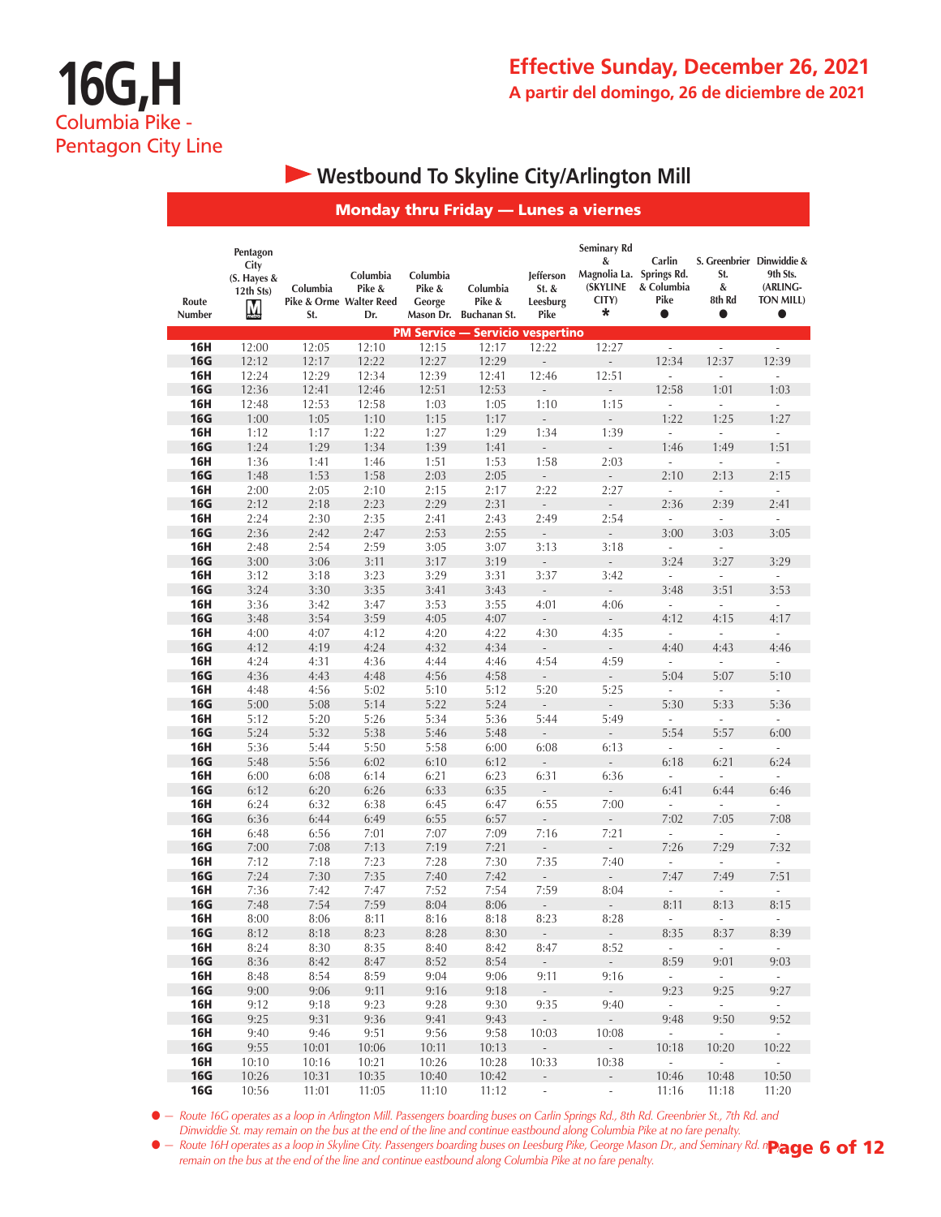# 16G,H
Columbia Pike - Pentagon City Line

**Effective Sunday, December 26, 2021**
**A partir del domingo, 26 de diciembre de 2021**

## ► Westbound To Skyline City/Arlington Mill

### Monday thru Friday — Lunes a viernes

| Route Number | Pentagon City (S. Hayes & 12th Sts) | Columbia Pike & Orme St. | Columbia Pike & Walter Reed Dr. | Columbia Pike & George Mason Dr. | Columbia Pike & Buchanan St. | Jefferson St. & Leesburg Pike | Seminary Rd & Magnolia La. (SKYLINE CITY) * | Carlin Springs Rd. & Columbia Pike ● | S. Greenbrier St. & 8th Rd ● | Dinwiddie & 9th Sts. (ARLINGTON MILL) ● |
|---|---|---|---|---|---|---|---|---|---|---|
| **PM Service — Servicio vespertino** | | | | | | | | | | |
| **16H** | 12:00 | 12:05 | 12:10 | 12:15 | 12:17 | 12:22 | 12:27 | - | - | - |
| **16G** | 12:12 | 12:17 | 12:22 | 12:27 | 12:29 | - | - | 12:34 | 12:37 | 12:39 |
| **16H** | 12:24 | 12:29 | 12:34 | 12:39 | 12:41 | 12:46 | 12:51 | - | - | - |
| **16G** | 12:36 | 12:41 | 12:46 | 12:51 | 12:53 | - | - | 12:58 | 1:01 | 1:03 |
| **16H** | 12:48 | 12:53 | 12:58 | 1:03 | 1:05 | 1:10 | 1:15 | - | - | - |
| **16G** | 1:00 | 1:05 | 1:10 | 1:15 | 1:17 | - | - | 1:22 | 1:25 | 1:27 |
| **16H** | 1:12 | 1:17 | 1:22 | 1:27 | 1:29 | 1:34 | 1:39 | - | - | - |
| **16G** | 1:24 | 1:29 | 1:34 | 1:39 | 1:41 | - | - | 1:46 | 1:49 | 1:51 |
| **16H** | 1:36 | 1:41 | 1:46 | 1:51 | 1:53 | 1:58 | 2:03 | - | - | - |
| **16G** | 1:48 | 1:53 | 1:58 | 2:03 | 2:05 | - | - | 2:10 | 2:13 | 2:15 |
| **16H** | 2:00 | 2:05 | 2:10 | 2:15 | 2:17 | 2:22 | 2:27 | - | - | - |
| **16G** | 2:12 | 2:18 | 2:23 | 2:29 | 2:31 | - | - | 2:36 | 2:39 | 2:41 |
| **16H** | 2:24 | 2:30 | 2:35 | 2:41 | 2:43 | 2:49 | 2:54 | - | - | - |
| **16G** | 2:36 | 2:42 | 2:47 | 2:53 | 2:55 | - | - | 3:00 | 3:03 | 3:05 |
| **16H** | 2:48 | 2:54 | 2:59 | 3:05 | 3:07 | 3:13 | 3:18 | - | - | - |
| **16G** | 3:00 | 3:06 | 3:11 | 3:17 | 3:19 | - | - | 3:24 | 3:27 | 3:29 |
| **16H** | 3:12 | 3:18 | 3:23 | 3:29 | 3:31 | 3:37 | 3:42 | - | - | - |
| **16G** | 3:24 | 3:30 | 3:35 | 3:41 | 3:43 | - | - | 3:48 | 3:51 | 3:53 |
| **16H** | 3:36 | 3:42 | 3:47 | 3:53 | 3:55 | 4:01 | 4:06 | - | - | - |
| **16G** | 3:48 | 3:54 | 3:59 | 4:05 | 4:07 | - | - | 4:12 | 4:15 | 4:17 |
| **16H** | 4:00 | 4:07 | 4:12 | 4:20 | 4:22 | 4:30 | 4:35 | - | - | - |
| **16G** | 4:12 | 4:19 | 4:24 | 4:32 | 4:34 | - | - | 4:40 | 4:43 | 4:46 |
| **16H** | 4:24 | 4:31 | 4:36 | 4:44 | 4:46 | 4:54 | 4:59 | - | - | - |
| **16G** | 4:36 | 4:43 | 4:48 | 4:56 | 4:58 | - | - | 5:04 | 5:07 | 5:10 |
| **16H** | 4:48 | 4:56 | 5:02 | 5:10 | 5:12 | 5:20 | 5:25 | - | - | - |
| **16G** | 5:00 | 5:08 | 5:14 | 5:22 | 5:24 | - | - | 5:30 | 5:33 | 5:36 |
| **16H** | 5:12 | 5:20 | 5:26 | 5:34 | 5:36 | 5:44 | 5:49 | - | - | - |
| **16G** | 5:24 | 5:32 | 5:38 | 5:46 | 5:48 | - | - | 5:54 | 5:57 | 6:00 |
| **16H** | 5:36 | 5:44 | 5:50 | 5:58 | 6:00 | 6:08 | 6:13 | - | - | - |
| **16G** | 5:48 | 5:56 | 6:02 | 6:10 | 6:12 | - | - | 6:18 | 6:21 | 6:24 |
| **16H** | 6:00 | 6:08 | 6:14 | 6:21 | 6:23 | 6:31 | 6:36 | - | - | - |
| **16G** | 6:12 | 6:20 | 6:26 | 6:33 | 6:35 | - | - | 6:41 | 6:44 | 6:46 |
| **16H** | 6:24 | 6:32 | 6:38 | 6:45 | 6:47 | 6:55 | 7:00 | - | - | - |
| **16G** | 6:36 | 6:44 | 6:49 | 6:55 | 6:57 | - | - | 7:02 | 7:05 | 7:08 |
| **16H** | 6:48 | 6:56 | 7:01 | 7:07 | 7:09 | 7:16 | 7:21 | - | - | - |
| **16G** | 7:00 | 7:08 | 7:13 | 7:19 | 7:21 | - | - | 7:26 | 7:29 | 7:32 |
| **16H** | 7:12 | 7:18 | 7:23 | 7:28 | 7:30 | 7:35 | 7:40 | - | - | - |
| **16G** | 7:24 | 7:30 | 7:35 | 7:40 | 7:42 | - | - | 7:47 | 7:49 | 7:51 |
| **16H** | 7:36 | 7:42 | 7:47 | 7:52 | 7:54 | 7:59 | 8:04 | - | - | - |
| **16G** | 7:48 | 7:54 | 7:59 | 8:04 | 8:06 | - | - | 8:11 | 8:13 | 8:15 |
| **16H** | 8:00 | 8:06 | 8:11 | 8:16 | 8:18 | 8:23 | 8:28 | - | - | - |
| **16G** | 8:12 | 8:18 | 8:23 | 8:28 | 8:30 | - | - | 8:35 | 8:37 | 8:39 |
| **16H** | 8:24 | 8:30 | 8:35 | 8:40 | 8:42 | 8:47 | 8:52 | - | - | - |
| **16G** | 8:36 | 8:42 | 8:47 | 8:52 | 8:54 | - | - | 8:59 | 9:01 | 9:03 |
| **16H** | 8:48 | 8:54 | 8:59 | 9:04 | 9:06 | 9:11 | 9:16 | - | - | - |
| **16G** | 9:00 | 9:06 | 9:11 | 9:16 | 9:18 | - | - | 9:23 | 9:25 | 9:27 |
| **16H** | 9:12 | 9:18 | 9:23 | 9:28 | 9:30 | 9:35 | 9:40 | - | - | - |
| **16G** | 9:25 | 9:31 | 9:36 | 9:41 | 9:43 | - | - | 9:48 | 9:50 | 9:52 |
| **16H** | 9:40 | 9:46 | 9:51 | 9:56 | 9:58 | 10:03 | 10:08 | - | - | - |
| **16G** | 9:55 | 10:01 | 10:06 | 10:11 | 10:13 | - | - | 10:18 | 10:20 | 10:22 |
| **16H** | 10:10 | 10:16 | 10:21 | 10:26 | 10:28 | 10:33 | 10:38 | - | - | - |
| **16G** | 10:26 | 10:31 | 10:35 | 10:40 | 10:42 | - | - | 10:46 | 10:48 | 10:50 |
| **16G** | 10:56 | 11:01 | 11:05 | 11:10 | 11:12 | - | - | 11:16 | 11:18 | 11:20 |

● — *Route 16G operates as a loop in Arlington Mill. Passengers boarding buses on Carlin Springs Rd., 8th Rd. Greenbrier St., 7th Rd. and Dinwiddie St. may remain on the bus at the end of the line and continue eastbound along Columbia Pike at no fare penalty.*

● — *Route 16H operates as a loop in Skyline City. Passengers boarding buses on Leesburg Pike, George Mason Dr., and Seminary Rd. may remain on the bus at the end of the line and continue eastbound along Columbia Pike at no fare penalty.*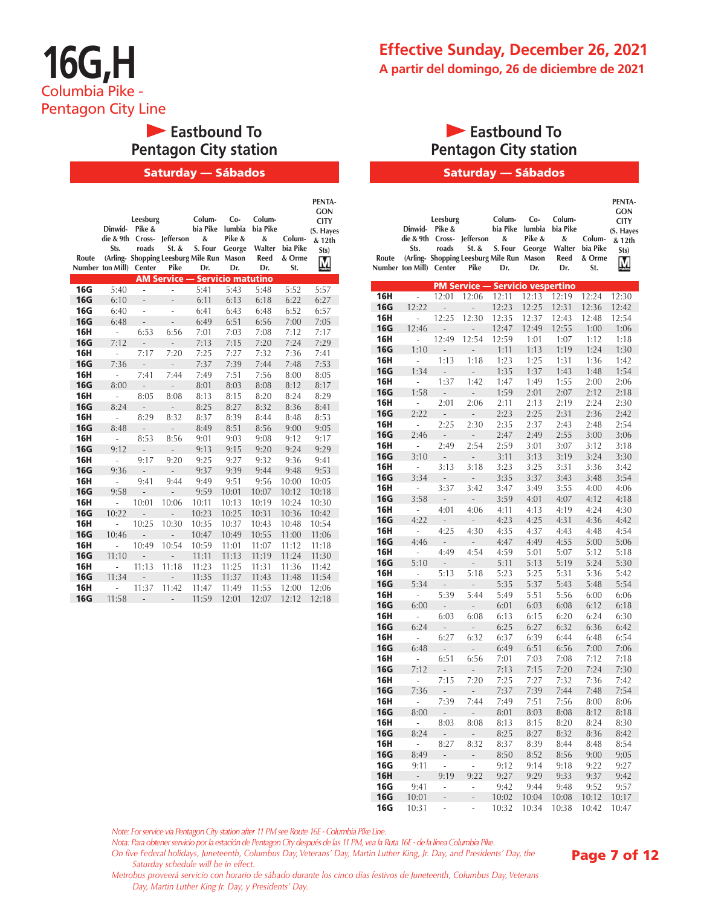# 16G,H

Columbia Pike - Pentagon City Line

## Effective Sunday, December 26, 2021

**A partir del domingo, 26 de diciembre de 2021**

### Eastbound To Pentagon City station

**Saturday — Sábados**

| Route Number | Dinwiddie & 9th Sts. (Arlington Mill) | Leesburg Pike & Crossroads Shopping Center | Jefferson St. & Leesburg Pike | Columbia Pike & S. Four Mile Run Dr. | Columbia Pike & George Mason Dr. | Columbia Pike & Walter Reed Dr. | Columbia Pike & Orme St. | PENTAGON CITY (S. Hayes & 12th Sts) |
|---|---|---|---|---|---|---|---|---|
| **AM Service — Servicio matutino** | | | | | | | | |
| 16G | 5:40 | - | - | 5:41 | 5:43 | 5:48 | 5:52 | 5:57 |
| 16G | 6:10 | - | - | 6:11 | 6:13 | 6:18 | 6:22 | 6:27 |
| 16G | 6:40 | - | - | 6:41 | 6:43 | 6:48 | 6:52 | 6:57 |
| 16G | 6:48 | - | - | 6:49 | 6:51 | 6:56 | 7:00 | 7:05 |
| 16H | - | 6:53 | 6:56 | 7:01 | 7:03 | 7:08 | 7:12 | 7:17 |
| 16G | 7:12 | - | - | 7:13 | 7:15 | 7:20 | 7:24 | 7:29 |
| 16H | - | 7:17 | 7:20 | 7:25 | 7:27 | 7:32 | 7:36 | 7:41 |
| 16G | 7:36 | - | - | 7:37 | 7:39 | 7:44 | 7:48 | 7:53 |
| 16H | - | 7:41 | 7:44 | 7:49 | 7:51 | 7:56 | 8:00 | 8:05 |
| 16G | 8:00 | - | - | 8:01 | 8:03 | 8:08 | 8:12 | 8:17 |
| 16H | - | 8:05 | 8:08 | 8:13 | 8:15 | 8:20 | 8:24 | 8:29 |
| 16G | 8:24 | - | - | 8:25 | 8:27 | 8:32 | 8:36 | 8:41 |
| 16H | - | 8:29 | 8:32 | 8:37 | 8:39 | 8:44 | 8:48 | 8:53 |
| 16G | 8:48 | - | - | 8:49 | 8:51 | 8:56 | 9:00 | 9:05 |
| 16H | - | 8:53 | 8:56 | 9:01 | 9:03 | 9:08 | 9:12 | 9:17 |
| 16G | 9:12 | - | - | 9:13 | 9:15 | 9:20 | 9:24 | 9:29 |
| 16H | - | 9:17 | 9:20 | 9:25 | 9:27 | 9:32 | 9:36 | 9:41 |
| 16G | 9:36 | - | - | 9:37 | 9:39 | 9:44 | 9:48 | 9:53 |
| 16H | - | 9:41 | 9:44 | 9:49 | 9:51 | 9:56 | 10:00 | 10:05 |
| 16G | 9:58 | - | - | 9:59 | 10:01 | 10:07 | 10:12 | 10:18 |
| 16H | - | 10:01 | 10:06 | 10:11 | 10:13 | 10:19 | 10:24 | 10:30 |
| 16G | 10:22 | - | - | 10:23 | 10:25 | 10:31 | 10:36 | 10:42 |
| 16H | - | 10:25 | 10:30 | 10:35 | 10:37 | 10:43 | 10:48 | 10:54 |
| 16G | 10:46 | - | - | 10:47 | 10:49 | 10:55 | 11:00 | 11:06 |
| 16H | - | 10:49 | 10:54 | 10:59 | 11:01 | 11:07 | 11:12 | 11:18 |
| 16G | 11:10 | - | - | 11:11 | 11:13 | 11:19 | 11:24 | 11:30 |
| 16H | - | 11:13 | 11:18 | 11:23 | 11:25 | 11:31 | 11:36 | 11:42 |
| 16G | 11:34 | - | - | 11:35 | 11:37 | 11:43 | 11:48 | 11:54 |
| 16H | - | 11:37 | 11:42 | 11:47 | 11:49 | 11:55 | 12:00 | 12:06 |
| 16G | 11:58 | - | - | 11:59 | 12:01 | 12:07 | 12:12 | 12:18 |
| **PM Service — Servicio vespertino** | | | | | | | | |
| 16H | - | 12:01 | 12:06 | 12:11 | 12:13 | 12:19 | 12:24 | 12:30 |
| 16G | 12:22 | - | - | 12:23 | 12:25 | 12:31 | 12:36 | 12:42 |
| 16H | - | 12:25 | 12:30 | 12:35 | 12:37 | 12:43 | 12:48 | 12:54 |
| 16G | 12:46 | - | - | 12:47 | 12:49 | 12:55 | 1:00 | 1:06 |
| 16H | - | 12:49 | 12:54 | 12:59 | 1:01 | 1:07 | 1:12 | 1:18 |
| 16G | 1:10 | - | - | 1:11 | 1:13 | 1:19 | 1:24 | 1:30 |
| 16H | - | 1:13 | 1:18 | 1:23 | 1:25 | 1:31 | 1:36 | 1:42 |
| 16G | 1:34 | - | - | 1:35 | 1:37 | 1:43 | 1:48 | 1:54 |
| 16H | - | 1:37 | 1:42 | 1:47 | 1:49 | 1:55 | 2:00 | 2:06 |
| 16G | 1:58 | - | - | 1:59 | 2:01 | 2:07 | 2:12 | 2:18 |
| 16H | - | 2:01 | 2:06 | 2:11 | 2:13 | 2:19 | 2:24 | 2:30 |
| 16G | 2:22 | - | - | 2:23 | 2:25 | 2:31 | 2:36 | 2:42 |
| 16H | - | 2:25 | 2:30 | 2:35 | 2:37 | 2:43 | 2:48 | 2:54 |
| 16G | 2:46 | - | - | 2:47 | 2:49 | 2:55 | 3:00 | 3:06 |
| 16H | - | 2:49 | 2:54 | 2:59 | 3:01 | 3:07 | 3:12 | 3:18 |
| 16G | 3:10 | - | - | 3:11 | 3:13 | 3:19 | 3:24 | 3:30 |
| 16H | - | 3:13 | 3:18 | 3:23 | 3:25 | 3:31 | 3:36 | 3:42 |
| 16G | 3:34 | - | - | 3:35 | 3:37 | 3:43 | 3:48 | 3:54 |
| 16H | - | 3:37 | 3:42 | 3:47 | 3:49 | 3:55 | 4:00 | 4:06 |
| 16G | 3:58 | - | - | 3:59 | 4:01 | 4:07 | 4:12 | 4:18 |
| 16H | - | 4:01 | 4:06 | 4:11 | 4:13 | 4:19 | 4:24 | 4:30 |
| 16G | 4:22 | - | - | 4:23 | 4:25 | 4:31 | 4:36 | 4:42 |
| 16H | - | 4:25 | 4:30 | 4:35 | 4:37 | 4:43 | 4:48 | 4:54 |
| 16G | 4:46 | - | - | 4:47 | 4:49 | 4:55 | 5:00 | 5:06 |
| 16H | - | 4:49 | 4:54 | 4:59 | 5:01 | 5:07 | 5:12 | 5:18 |
| 16G | 5:10 | - | - | 5:11 | 5:13 | 5:19 | 5:24 | 5:30 |
| 16H | - | 5:13 | 5:18 | 5:23 | 5:25 | 5:31 | 5:36 | 5:42 |
| 16G | 5:34 | - | - | 5:35 | 5:37 | 5:43 | 5:48 | 5:54 |
| 16H | - | 5:39 | 5:44 | 5:49 | 5:51 | 5:56 | 6:00 | 6:06 |
| 16G | 6:00 | - | - | 6:01 | 6:03 | 6:08 | 6:12 | 6:18 |
| 16H | - | 6:03 | 6:08 | 6:13 | 6:15 | 6:20 | 6:24 | 6:30 |
| 16G | 6:24 | - | - | 6:25 | 6:27 | 6:32 | 6:36 | 6:42 |
| 16H | - | 6:27 | 6:32 | 6:37 | 6:39 | 6:44 | 6:48 | 6:54 |
| 16G | 6:48 | - | - | 6:49 | 6:51 | 6:56 | 7:00 | 7:06 |
| 16H | - | 6:51 | 6:56 | 7:01 | 7:03 | 7:08 | 7:12 | 7:18 |
| 16G | 7:12 | - | - | 7:13 | 7:15 | 7:20 | 7:24 | 7:30 |
| 16H | - | 7:15 | 7:20 | 7:25 | 7:27 | 7:32 | 7:36 | 7:42 |
| 16G | 7:36 | - | - | 7:37 | 7:39 | 7:44 | 7:48 | 7:54 |
| 16H | - | 7:39 | 7:44 | 7:49 | 7:51 | 7:56 | 8:00 | 8:06 |
| 16G | 8:00 | - | - | 8:01 | 8:03 | 8:08 | 8:12 | 8:18 |
| 16H | - | 8:03 | 8:08 | 8:13 | 8:15 | 8:20 | 8:24 | 8:30 |
| 16G | 8:24 | - | - | 8:25 | 8:27 | 8:32 | 8:36 | 8:42 |
| 16H | - | 8:27 | 8:32 | 8:37 | 8:39 | 8:44 | 8:48 | 8:54 |
| 16G | 8:49 | - | - | 8:50 | 8:52 | 8:56 | 9:00 | 9:05 |
| 16G | 9:11 | - | - | 9:12 | 9:14 | 9:18 | 9:22 | 9:27 |
| 16H | - | 9:19 | 9:22 | 9:27 | 9:29 | 9:33 | 9:37 | 9:42 |
| 16G | 9:41 | - | - | 9:42 | 9:44 | 9:48 | 9:52 | 9:57 |
| 16G | 10:01 | - | - | 10:02 | 10:04 | 10:08 | 10:12 | 10:17 |
| 16G | 10:31 | - | - | 10:32 | 10:34 | 10:38 | 10:42 | 10:47 |

*Note: For service via Pentagon City station after 11 PM see Route 16E - Columbia Pike Line.*

*Nota: Para obtener servicio por la estación de Pentagon City después de las 11 PM, vea la Ruta 16E - de la línea Columbia Pike.*

*On five Federal holidays, Juneteenth, Columbus Day, Veterans' Day, Martin Luther King, Jr. Day, and Presidents' Day, the Saturday schedule will be in effect.*

*Metrobus proveerá servicio con horario de sábado durante los cinco días festivos de Juneteenth, Columbus Day, Veterans Day, Martin Luther King Jr. Day, y Presidents' Day.*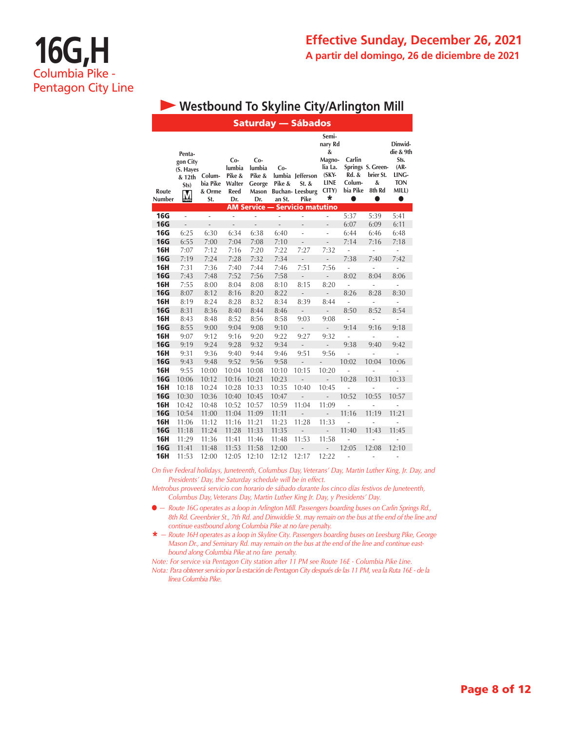# 16G,H

Columbia Pike - Pentagon City Line

**Effective Sunday, December 26, 2021**

**A partir del domingo, 26 de diciembre de 2021**

## Westbound To Skyline City/Arlington Mill

### Saturday — Sábados

| Route Number | Pentagon City (S. Hayes & 12th Sts) Ⓜ | Columbia Pike & Orme St. | Columbia Pike & Walter Reed Dr. | Columbia Pike & George Mason Dr. | Columbia Pike & Buchanan St. | Jefferson St. & Leesburg Pike | Seminary Rd & Magnolia La. (SKYLINE CITY) * | Carlin Springs Rd. & Columbia Pike ● | S. Greenbrier St. & 8th Rd ● | Dinwiddie & 9th Sts. (ARLINGTON MILL) ● |
|---|---|---|---|---|---|---|---|---|---|---|
| **AM Service — Servicio matutino** | | | | | | | | | | |
| 16G | - | - | - | - | - | - | - | 5:37 | 5:39 | 5:41 |
| 16G | - | - | - | - | - | - | - | 6:07 | 6:09 | 6:11 |
| 16G | 6:25 | 6:30 | 6:34 | 6:38 | 6:40 | - | - | 6:44 | 6:46 | 6:48 |
| 16G | 6:55 | 7:00 | 7:04 | 7:08 | 7:10 | - | - | 7:14 | 7:16 | 7:18 |
| 16H | 7:07 | 7:12 | 7:16 | 7:20 | 7:22 | 7:27 | 7:32 | - | - | - |
| 16G | 7:19 | 7:24 | 7:28 | 7:32 | 7:34 | - | - | 7:38 | 7:40 | 7:42 |
| 16H | 7:31 | 7:36 | 7:40 | 7:44 | 7:46 | 7:51 | 7:56 | - | - | - |
| 16G | 7:43 | 7:48 | 7:52 | 7:56 | 7:58 | - | - | 8:02 | 8:04 | 8:06 |
| 16H | 7:55 | 8:00 | 8:04 | 8:08 | 8:10 | 8:15 | 8:20 | - | - | - |
| 16G | 8:07 | 8:12 | 8:16 | 8:20 | 8:22 | - | - | 8:26 | 8:28 | 8:30 |
| 16H | 8:19 | 8:24 | 8:28 | 8:32 | 8:34 | 8:39 | 8:44 | - | - | - |
| 16G | 8:31 | 8:36 | 8:40 | 8:44 | 8:46 | - | - | 8:50 | 8:52 | 8:54 |
| 16H | 8:43 | 8:48 | 8:52 | 8:56 | 8:58 | 9:03 | 9:08 | - | - | - |
| 16G | 8:55 | 9:00 | 9:04 | 9:08 | 9:10 | - | - | 9:14 | 9:16 | 9:18 |
| 16H | 9:07 | 9:12 | 9:16 | 9:20 | 9:22 | 9:27 | 9:32 | - | - | - |
| 16G | 9:19 | 9:24 | 9:28 | 9:32 | 9:34 | - | - | 9:38 | 9:40 | 9:42 |
| 16H | 9:31 | 9:36 | 9:40 | 9:44 | 9:46 | 9:51 | 9:56 | - | - | - |
| 16G | 9:43 | 9:48 | 9:52 | 9:56 | 9:58 | - | - | 10:02 | 10:04 | 10:06 |
| 16H | 9:55 | 10:00 | 10:04 | 10:08 | 10:10 | 10:15 | 10:20 | - | - | - |
| 16G | 10:06 | 10:12 | 10:16 | 10:21 | 10:23 | - | - | 10:28 | 10:31 | 10:33 |
| 16H | 10:18 | 10:24 | 10:28 | 10:33 | 10:35 | 10:40 | 10:45 | - | - | - |
| 16G | 10:30 | 10:36 | 10:40 | 10:45 | 10:47 | - | - | 10:52 | 10:55 | 10:57 |
| 16H | 10:42 | 10:48 | 10:52 | 10:57 | 10:59 | 11:04 | 11:09 | - | - | - |
| 16G | 10:54 | 11:00 | 11:04 | 11:09 | 11:11 | - | - | 11:16 | 11:19 | 11:21 |
| 16H | 11:06 | 11:12 | 11:16 | 11:21 | 11:23 | 11:28 | 11:33 | - | - | - |
| 16G | 11:18 | 11:24 | 11:28 | 11:33 | 11:35 | - | - | 11:40 | 11:43 | 11:45 |
| 16H | 11:29 | 11:36 | 11:41 | 11:46 | 11:48 | 11:53 | 11:58 | - | - | - |
| 16G | 11:41 | 11:48 | 11:53 | 11:58 | 12:00 | - | - | 12:05 | 12:08 | 12:10 |
| 16H | 11:53 | 12:00 | 12:05 | 12:10 | 12:12 | 12:17 | 12:22 | - | - | - |

*On five Federal holidays, Juneteenth, Columbus Day, Veterans' Day, Martin Luther King, Jr. Day, and Presidents' Day, the Saturday schedule will be in effect.*

*Metrobus proveerá servicio con horario de sábado durante los cinco días festivos de Juneteenth, Columbus Day, Veterans Day, Martin Luther King Jr. Day, y Presidents' Day.*

● *— Route 16G operates as a loop in Arlington Mill. Passengers boarding buses on Carlin Springs Rd., 8th Rd. Greenbrier St., 7th Rd. and Dinwiddie St. may remain on the bus at the end of the line and continue eastbound along Columbia Pike at no fare penalty.*

\* *— Route 16H operates as a loop in Skyline City. Passengers boarding buses on Leesburg Pike, George Mason Dr., and Seminary Rd. may remain on the bus at the end of the line and continue eastbound along Columbia Pike at no fare penalty.*

*Note: For service via Pentagon City station after 11 PM see Route 16E - Columbia Pike Line.*

*Nota: Para obtener servicio por la estación de Pentagon City después de las 11 PM, vea la Ruta 16E - de la línea Columbia Pike.*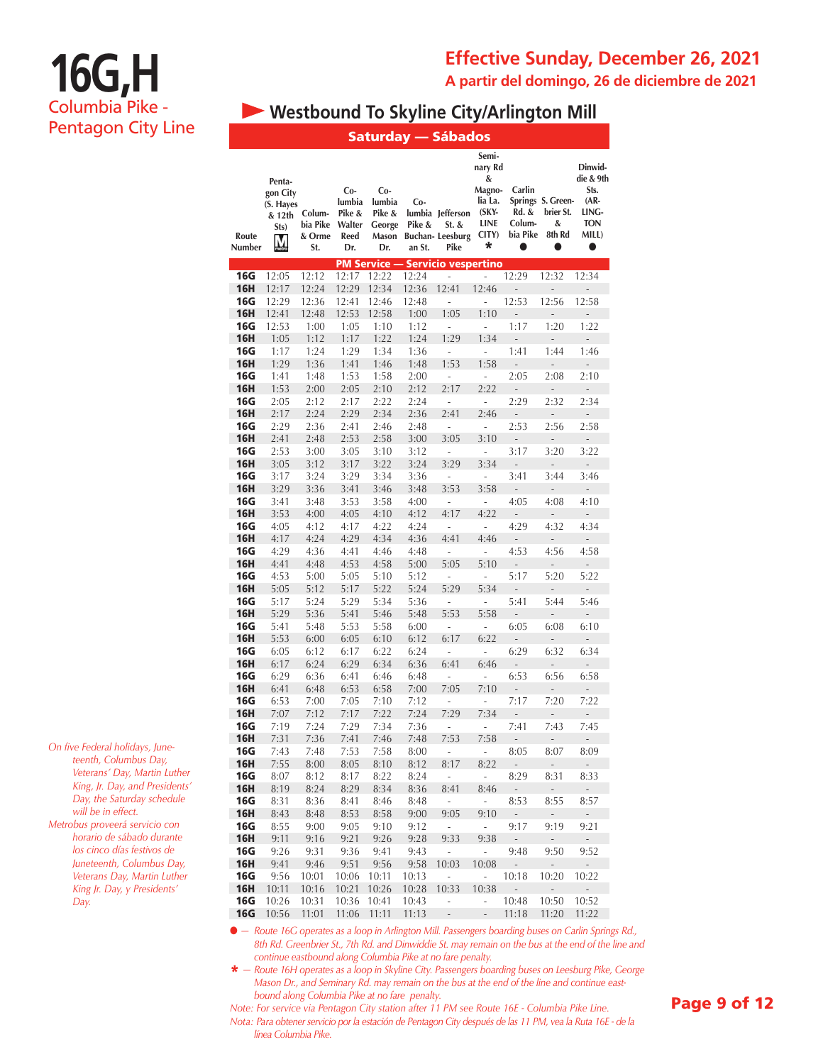# 16G,H

Columbia Pike - Pentagon City Line

## Effective Sunday, December 26, 2021

**A partir del domingo, 26 de diciembre de 2021**

## Westbound To Skyline City/Arlington Mill

### Saturday — Sábados

| Route Number | Pentagon City (S. Hayes & 12th Sts) M | Columbia Pike & Orme St. | Columbia Pike & Walter Reed Dr. | Columbia Pike & George Mason Dr. | Columbia Pike & Buchanan St. | Jefferson St. & Leesburg Pike | Seminary Rd & Magnolia La. (SKYLINE CITY) * | Carlin Springs Rd. & Columbia Pike ● | S. Greenbrier St. & 8th Rd ● | Dinwiddie & 9th Sts. (ARLINGTON MILL) ● |
|---|---|---|---|---|---|---|---|---|---|---|
| **PM Service — Servicio vespertino** | | | | | | | | | | |
| **16G** | 12:05 | 12:12 | 12:17 | 12:22 | 12:24 | - | - | 12:29 | 12:32 | 12:34 |
| **16H** | 12:17 | 12:24 | 12:29 | 12:34 | 12:36 | 12:41 | 12:46 | - | - | - |
| **16G** | 12:29 | 12:36 | 12:41 | 12:46 | 12:48 | - | - | 12:53 | 12:56 | 12:58 |
| **16H** | 12:41 | 12:48 | 12:53 | 12:58 | 1:00 | 1:05 | 1:10 | - | - | - |
| **16G** | 12:53 | 1:00 | 1:05 | 1:10 | 1:12 | - | - | 1:17 | 1:20 | 1:22 |
| **16H** | 1:05 | 1:12 | 1:17 | 1:22 | 1:24 | 1:29 | 1:34 | - | - | - |
| **16G** | 1:17 | 1:24 | 1:29 | 1:34 | 1:36 | - | - | 1:41 | 1:44 | 1:46 |
| **16H** | 1:29 | 1:36 | 1:41 | 1:46 | 1:48 | 1:53 | 1:58 | - | - | - |
| **16G** | 1:41 | 1:48 | 1:53 | 1:58 | 2:00 | - | - | 2:05 | 2:08 | 2:10 |
| **16H** | 1:53 | 2:00 | 2:05 | 2:10 | 2:12 | 2:17 | 2:22 | - | - | - |
| **16G** | 2:05 | 2:12 | 2:17 | 2:22 | 2:24 | - | - | 2:29 | 2:32 | 2:34 |
| **16H** | 2:17 | 2:24 | 2:29 | 2:34 | 2:36 | 2:41 | 2:46 | - | - | - |
| **16G** | 2:29 | 2:36 | 2:41 | 2:46 | 2:48 | - | - | 2:53 | 2:56 | 2:58 |
| **16H** | 2:41 | 2:48 | 2:53 | 2:58 | 3:00 | 3:05 | 3:10 | - | - | - |
| **16G** | 2:53 | 3:00 | 3:05 | 3:10 | 3:12 | - | - | 3:17 | 3:20 | 3:22 |
| **16H** | 3:05 | 3:12 | 3:17 | 3:22 | 3:24 | 3:29 | 3:34 | - | - | - |
| **16G** | 3:17 | 3:24 | 3:29 | 3:34 | 3:36 | - | - | 3:41 | 3:44 | 3:46 |
| **16H** | 3:29 | 3:36 | 3:41 | 3:46 | 3:48 | 3:53 | 3:58 | - | - | - |
| **16G** | 3:41 | 3:48 | 3:53 | 3:58 | 4:00 | - | - | 4:05 | 4:08 | 4:10 |
| **16H** | 3:53 | 4:00 | 4:05 | 4:10 | 4:12 | 4:17 | 4:22 | - | - | - |
| **16G** | 4:05 | 4:12 | 4:17 | 4:22 | 4:24 | - | - | 4:29 | 4:32 | 4:34 |
| **16H** | 4:17 | 4:24 | 4:29 | 4:34 | 4:36 | 4:41 | 4:46 | - | - | - |
| **16G** | 4:29 | 4:36 | 4:41 | 4:46 | 4:48 | - | - | 4:53 | 4:56 | 4:58 |
| **16H** | 4:41 | 4:48 | 4:53 | 4:58 | 5:00 | 5:05 | 5:10 | - | - | - |
| **16G** | 4:53 | 5:00 | 5:05 | 5:10 | 5:12 | - | - | 5:17 | 5:20 | 5:22 |
| **16H** | 5:05 | 5:12 | 5:17 | 5:22 | 5:24 | 5:29 | 5:34 | - | - | - |
| **16G** | 5:17 | 5:24 | 5:29 | 5:34 | 5:36 | - | - | 5:41 | 5:44 | 5:46 |
| **16H** | 5:29 | 5:36 | 5:41 | 5:46 | 5:48 | 5:53 | 5:58 | - | - | - |
| **16G** | 5:41 | 5:48 | 5:53 | 5:58 | 6:00 | - | - | 6:05 | 6:08 | 6:10 |
| **16H** | 5:53 | 6:00 | 6:05 | 6:10 | 6:12 | 6:17 | 6:22 | - | - | - |
| **16G** | 6:05 | 6:12 | 6:17 | 6:22 | 6:24 | - | - | 6:29 | 6:32 | 6:34 |
| **16H** | 6:17 | 6:24 | 6:29 | 6:34 | 6:36 | 6:41 | 6:46 | - | - | - |
| **16G** | 6:29 | 6:36 | 6:41 | 6:46 | 6:48 | - | - | 6:53 | 6:56 | 6:58 |
| **16H** | 6:41 | 6:48 | 6:53 | 6:58 | 7:00 | 7:05 | 7:10 | - | - | - |
| **16G** | 6:53 | 7:00 | 7:05 | 7:10 | 7:12 | - | - | 7:17 | 7:20 | 7:22 |
| **16H** | 7:07 | 7:12 | 7:17 | 7:22 | 7:24 | 7:29 | 7:34 | - | - | - |
| **16G** | 7:19 | 7:24 | 7:29 | 7:34 | 7:36 | - | - | 7:41 | 7:43 | 7:45 |
| **16H** | 7:31 | 7:36 | 7:41 | 7:46 | 7:48 | 7:53 | 7:58 | - | - | - |
| **16G** | 7:43 | 7:48 | 7:53 | 7:58 | 8:00 | - | - | 8:05 | 8:07 | 8:09 |
| **16H** | 7:55 | 8:00 | 8:05 | 8:10 | 8:12 | 8:17 | 8:22 | - | - | - |
| **16G** | 8:07 | 8:12 | 8:17 | 8:22 | 8:24 | - | - | 8:29 | 8:31 | 8:33 |
| **16H** | 8:19 | 8:24 | 8:29 | 8:34 | 8:36 | 8:41 | 8:46 | - | - | - |
| **16G** | 8:31 | 8:36 | 8:41 | 8:46 | 8:48 | - | - | 8:53 | 8:55 | 8:57 |
| **16H** | 8:43 | 8:48 | 8:53 | 8:58 | 9:00 | 9:05 | 9:10 | - | - | - |
| **16G** | 8:55 | 9:00 | 9:05 | 9:10 | 9:12 | - | - | 9:17 | 9:19 | 9:21 |
| **16H** | 9:11 | 9:16 | 9:21 | 9:26 | 9:28 | 9:33 | 9:38 | - | - | - |
| **16G** | 9:26 | 9:31 | 9:36 | 9:41 | 9:43 | - | - | 9:48 | 9:50 | 9:52 |
| **16H** | 9:41 | 9:46 | 9:51 | 9:56 | 9:58 | 10:03 | 10:08 | - | - | - |
| **16G** | 9:56 | 10:01 | 10:06 | 10:11 | 10:13 | - | - | 10:18 | 10:20 | 10:22 |
| **16H** | 10:11 | 10:16 | 10:21 | 10:26 | 10:28 | 10:33 | 10:38 | - | - | - |
| **16G** | 10:26 | 10:31 | 10:36 | 10:41 | 10:43 | - | - | 10:48 | 10:50 | 10:52 |
| **16G** | 10:56 | 11:01 | 11:06 | 11:11 | 11:13 | - | - | 11:18 | 11:20 | 11:22 |

● — *Route 16G operates as a loop in Arlington Mill. Passengers boarding buses on Carlin Springs Rd., 8th Rd. Greenbrier St., 7th Rd. and Dinwiddie St. may remain on the bus at the end of the line and continue eastbound along Columbia Pike at no fare penalty.*

* — *Route 16H operates as a loop in Skyline City. Passengers boarding buses on Leesburg Pike, George Mason Dr., and Seminary Rd. may remain on the bus at the end of the line and continue eastbound along Columbia Pike at no fare penalty.*

*Note: For service via Pentagon City station after 11 PM see Route 16E - Columbia Pike Line.*

*Nota: Para obtener servicio por la estación de Pentagon City después de las 11 PM, vea la Ruta 16E - de la línea Columbia Pike.*

*On five Federal holidays, Juneteenth, Columbus Day, Veterans' Day, Martin Luther King, Jr. Day, and Presidents' Day, the Saturday schedule will be in effect.*

*Metrobus proveerá servicio con horario de sábado durante los cinco días festivos de Juneteenth, Columbus Day, Veterans Day, Martin Luther King Jr. Day, y Presidents' Day.*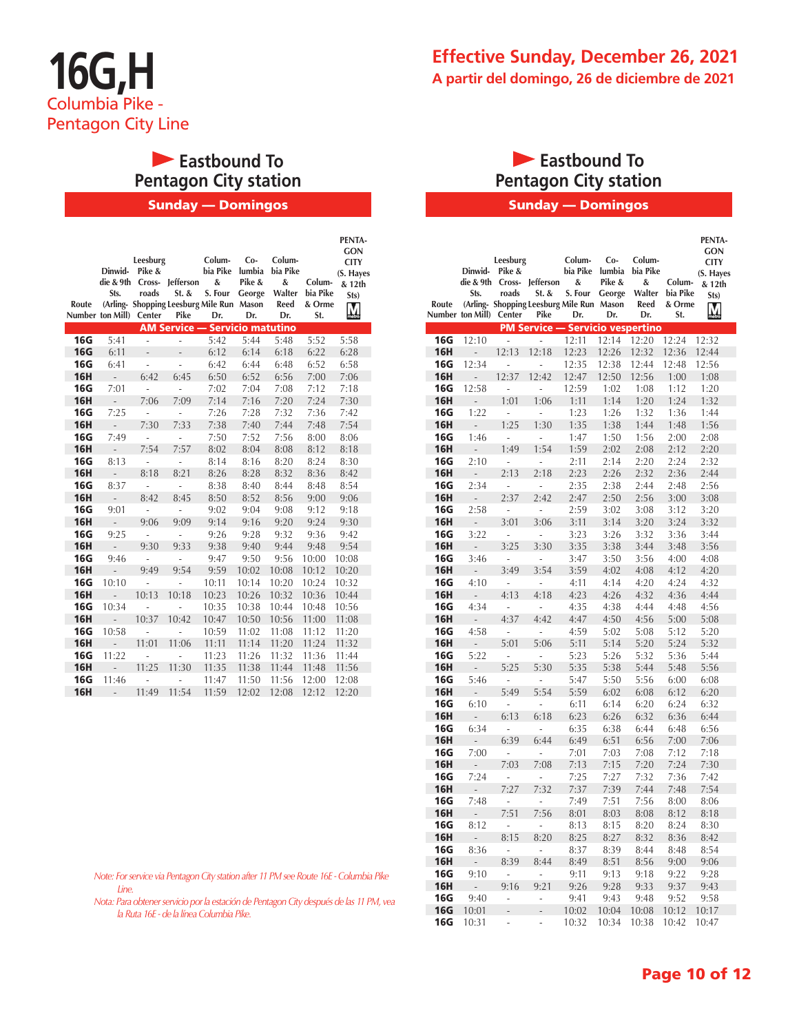# 16G,H

Columbia Pike - Pentagon City Line

**Effective Sunday, December 26, 2021**

**A partir del domingo, 26 de diciembre de 2021**

## Eastbound To Pentagon City station

### Sunday — Domingos

| Route Number | Dinwiddie & 9th Sts. (Arlington Mill) | Leesburg Pike & Crossroads Shopping Center | Jefferson St. & Leesburg Pike | Columbia Pike & S. Four Mile Run Dr. | Columbia Pike & George Mason Dr. | Columbia Pike & Walter Reed Dr. | Columbia Pike & Orme St. | PENTAGON CITY (S. Hayes & 12th Sts) |
|---|---|---|---|---|---|---|---|---|
| **AM Service — Servicio matutino** | | | | | | | | |
| **16G** | 5:41 | - | - | 5:42 | 5:44 | 5:48 | 5:52 | 5:58 |
| **16G** | 6:11 | - | - | 6:12 | 6:14 | 6:18 | 6:22 | 6:28 |
| **16G** | 6:41 | - | - | 6:42 | 6:44 | 6:48 | 6:52 | 6:58 |
| **16H** | - | 6:42 | 6:45 | 6:50 | 6:52 | 6:56 | 7:00 | 7:06 |
| **16G** | 7:01 | - | - | 7:02 | 7:04 | 7:08 | 7:12 | 7:18 |
| **16H** | - | 7:06 | 7:09 | 7:14 | 7:16 | 7:20 | 7:24 | 7:30 |
| **16G** | 7:25 | - | - | 7:26 | 7:28 | 7:32 | 7:36 | 7:42 |
| **16H** | - | 7:30 | 7:33 | 7:38 | 7:40 | 7:44 | 7:48 | 7:54 |
| **16G** | 7:49 | - | - | 7:50 | 7:52 | 7:56 | 8:00 | 8:06 |
| **16H** | - | 7:54 | 7:57 | 8:02 | 8:04 | 8:08 | 8:12 | 8:18 |
| **16G** | 8:13 | - | - | 8:14 | 8:16 | 8:20 | 8:24 | 8:30 |
| **16H** | - | 8:18 | 8:21 | 8:26 | 8:28 | 8:32 | 8:36 | 8:42 |
| **16G** | 8:37 | - | - | 8:38 | 8:40 | 8:44 | 8:48 | 8:54 |
| **16H** | - | 8:42 | 8:45 | 8:50 | 8:52 | 8:56 | 9:00 | 9:06 |
| **16G** | 9:01 | - | - | 9:02 | 9:04 | 9:08 | 9:12 | 9:18 |
| **16H** | - | 9:06 | 9:09 | 9:14 | 9:16 | 9:20 | 9:24 | 9:30 |
| **16G** | 9:25 | - | - | 9:26 | 9:28 | 9:32 | 9:36 | 9:42 |
| **16H** | - | 9:30 | 9:33 | 9:38 | 9:40 | 9:44 | 9:48 | 9:54 |
| **16G** | 9:46 | - | - | 9:47 | 9:50 | 9:56 | 10:00 | 10:08 |
| **16H** | - | 9:49 | 9:54 | 9:59 | 10:02 | 10:08 | 10:12 | 10:20 |
| **16G** | 10:10 | - | - | 10:11 | 10:14 | 10:20 | 10:24 | 10:32 |
| **16H** | - | 10:13 | 10:18 | 10:23 | 10:26 | 10:32 | 10:36 | 10:44 |
| **16G** | 10:34 | - | - | 10:35 | 10:38 | 10:44 | 10:48 | 10:56 |
| **16H** | - | 10:37 | 10:42 | 10:47 | 10:50 | 10:56 | 11:00 | 11:08 |
| **16G** | 10:58 | - | - | 10:59 | 11:02 | 11:08 | 11:12 | 11:20 |
| **16H** | - | 11:01 | 11:06 | 11:11 | 11:14 | 11:20 | 11:24 | 11:32 |
| **16G** | 11:22 | - | - | 11:23 | 11:26 | 11:32 | 11:36 | 11:44 |
| **16H** | - | 11:25 | 11:30 | 11:35 | 11:38 | 11:44 | 11:48 | 11:56 |
| **16G** | 11:46 | - | - | 11:47 | 11:50 | 11:56 | 12:00 | 12:08 |
| **16H** | - | 11:49 | 11:54 | 11:59 | 12:02 | 12:08 | 12:12 | 12:20 |

*Note: For service via Pentagon City station after 11 PM see Route 16E - Columbia Pike Line.*

*Nota: Para obtener servicio por la estación de Pentagon City después de las 11 PM, vea la Ruta 16E - de la línea Columbia Pike.*

## Eastbound To Pentagon City station

### Sunday — Domingos

| Route Number | Dinwiddie & 9th Sts. (Arlington Mill) | Leesburg Pike & Crossroads Shopping Center | Jefferson St. & Leesburg Pike | Columbia Pike & S. Four Mile Run Dr. | Columbia Pike & George Mason Dr. | Columbia Pike & Walter Reed Dr. | Columbia Pike & Orme St. | PENTAGON CITY (S. Hayes & 12th Sts) |
|---|---|---|---|---|---|---|---|---|
| **PM Service — Servicio vespertino** | | | | | | | | |
| **16G** | 12:10 | - | - | 12:11 | 12:14 | 12:20 | 12:24 | 12:32 |
| **16H** | - | 12:13 | 12:18 | 12:23 | 12:26 | 12:32 | 12:36 | 12:44 |
| **16G** | 12:34 | - | - | 12:35 | 12:38 | 12:44 | 12:48 | 12:56 |
| **16H** | - | 12:37 | 12:42 | 12:47 | 12:50 | 12:56 | 1:00 | 1:08 |
| **16G** | 12:58 | - | - | 12:59 | 1:02 | 1:08 | 1:12 | 1:20 |
| **16H** | - | 1:01 | 1:06 | 1:11 | 1:14 | 1:20 | 1:24 | 1:32 |
| **16G** | 1:22 | - | - | 1:23 | 1:26 | 1:32 | 1:36 | 1:44 |
| **16H** | - | 1:25 | 1:30 | 1:35 | 1:38 | 1:44 | 1:48 | 1:56 |
| **16G** | 1:46 | - | - | 1:47 | 1:50 | 1:56 | 2:00 | 2:08 |
| **16H** | - | 1:49 | 1:54 | 1:59 | 2:02 | 2:08 | 2:12 | 2:20 |
| **16G** | 2:10 | - | - | 2:11 | 2:14 | 2:20 | 2:24 | 2:32 |
| **16H** | - | 2:13 | 2:18 | 2:23 | 2:26 | 2:32 | 2:36 | 2:44 |
| **16G** | 2:34 | - | - | 2:35 | 2:38 | 2:44 | 2:48 | 2:56 |
| **16H** | - | 2:37 | 2:42 | 2:47 | 2:50 | 2:56 | 3:00 | 3:08 |
| **16G** | 2:58 | - | - | 2:59 | 3:02 | 3:08 | 3:12 | 3:20 |
| **16H** | - | 3:01 | 3:06 | 3:11 | 3:14 | 3:20 | 3:24 | 3:32 |
| **16G** | 3:22 | - | - | 3:23 | 3:26 | 3:32 | 3:36 | 3:44 |
| **16H** | - | 3:25 | 3:30 | 3:35 | 3:38 | 3:44 | 3:48 | 3:56 |
| **16G** | 3:46 | - | - | 3:47 | 3:50 | 3:56 | 4:00 | 4:08 |
| **16H** | - | 3:49 | 3:54 | 3:59 | 4:02 | 4:08 | 4:12 | 4:20 |
| **16G** | 4:10 | - | - | 4:11 | 4:14 | 4:20 | 4:24 | 4:32 |
| **16H** | - | 4:13 | 4:18 | 4:23 | 4:26 | 4:32 | 4:36 | 4:44 |
| **16G** | 4:34 | - | - | 4:35 | 4:38 | 4:44 | 4:48 | 4:56 |
| **16H** | - | 4:37 | 4:42 | 4:47 | 4:50 | 4:56 | 5:00 | 5:08 |
| **16G** | 4:58 | - | - | 4:59 | 5:02 | 5:08 | 5:12 | 5:20 |
| **16H** | - | 5:01 | 5:06 | 5:11 | 5:14 | 5:20 | 5:24 | 5:32 |
| **16G** | 5:22 | - | - | 5:23 | 5:26 | 5:32 | 5:36 | 5:44 |
| **16H** | - | 5:25 | 5:30 | 5:35 | 5:38 | 5:44 | 5:48 | 5:56 |
| **16G** | 5:46 | - | - | 5:47 | 5:50 | 5:56 | 6:00 | 6:08 |
| **16H** | - | 5:49 | 5:54 | 5:59 | 6:02 | 6:08 | 6:12 | 6:20 |
| **16G** | 6:10 | - | - | 6:11 | 6:14 | 6:20 | 6:24 | 6:32 |
| **16H** | - | 6:13 | 6:18 | 6:23 | 6:26 | 6:32 | 6:36 | 6:44 |
| **16G** | 6:34 | - | - | 6:35 | 6:38 | 6:44 | 6:48 | 6:56 |
| **16H** | - | 6:39 | 6:44 | 6:49 | 6:51 | 6:56 | 7:00 | 7:06 |
| **16G** | 7:00 | - | - | 7:01 | 7:03 | 7:08 | 7:12 | 7:18 |
| **16H** | - | 7:03 | 7:08 | 7:13 | 7:15 | 7:20 | 7:24 | 7:30 |
| **16G** | 7:24 | - | - | 7:25 | 7:27 | 7:32 | 7:36 | 7:42 |
| **16H** | - | 7:27 | 7:32 | 7:37 | 7:39 | 7:44 | 7:48 | 7:54 |
| **16G** | 7:48 | - | - | 7:49 | 7:51 | 7:56 | 8:00 | 8:06 |
| **16H** | - | 7:51 | 7:56 | 8:01 | 8:03 | 8:08 | 8:12 | 8:18 |
| **16G** | 8:12 | - | - | 8:13 | 8:15 | 8:20 | 8:24 | 8:30 |
| **16H** | - | 8:15 | 8:20 | 8:25 | 8:27 | 8:32 | 8:36 | 8:42 |
| **16G** | 8:36 | - | - | 8:37 | 8:39 | 8:44 | 8:48 | 8:54 |
| **16H** | - | 8:39 | 8:44 | 8:49 | 8:51 | 8:56 | 9:00 | 9:06 |
| **16G** | 9:10 | - | - | 9:11 | 9:13 | 9:18 | 9:22 | 9:28 |
| **16H** | - | 9:16 | 9:21 | 9:26 | 9:28 | 9:33 | 9:37 | 9:43 |
| **16G** | 9:40 | - | - | 9:41 | 9:43 | 9:48 | 9:52 | 9:58 |
| **16G** | 10:01 | - | - | 10:02 | 10:04 | 10:08 | 10:12 | 10:17 |
| **16G** | 10:31 | - | - | 10:32 | 10:34 | 10:38 | 10:42 | 10:47 |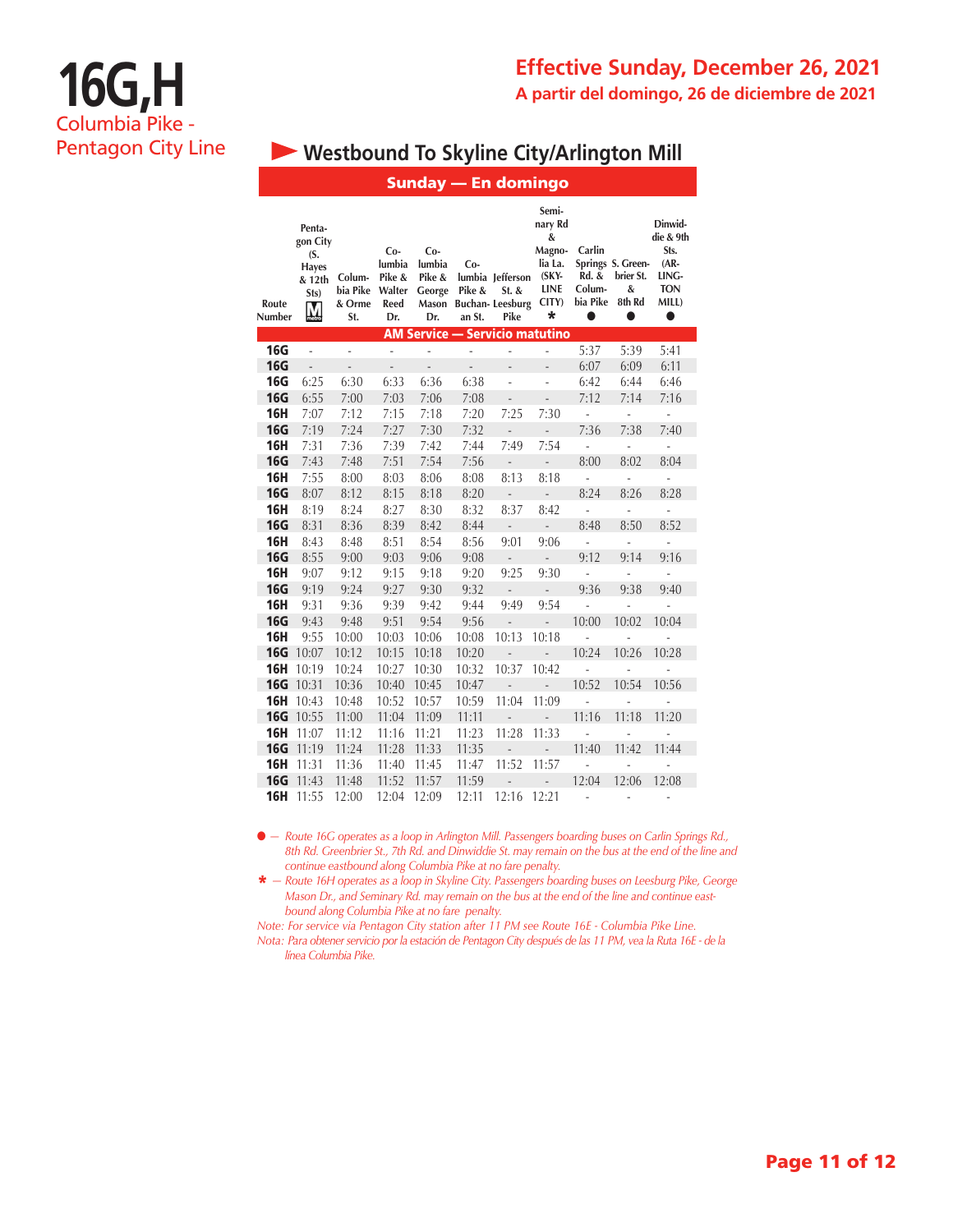# 16G,H

Columbia Pike - Pentagon City Line

**Effective Sunday, December 26, 2021**

**A partir del domingo, 26 de diciembre de 2021**

## Westbound To Skyline City/Arlington Mill

**Sunday — En domingo**

| Route Number | Pentagon City (S. Hayes & 12th Sts) | Columbia Pike & Orme St. | Columbia Pike & Walter Reed Dr. | Columbia Pike & George Mason Dr. | Columbia Pike & Buchanan St. | Jefferson St. & Leesburg Pike | Seminary Rd & Magnolia La. (SKYLINE CITY) * | Carlin Springs Rd. & Columbia Pike ● | S. Greenbrier St. & 8th Rd ● | Dinwiddie & 9th Sts. (ARLINGTON MILL) ● |
|---|---|---|---|---|---|---|---|---|---|---|
| **AM Service — Servicio matutino** | | | | | | | | | | |
| 16G | - | - | - | - | - | - | - | 5:37 | 5:39 | 5:41 |
| 16G | - | - | - | - | - | - | - | 6:07 | 6:09 | 6:11 |
| 16G | 6:25 | 6:30 | 6:33 | 6:36 | 6:38 | - | - | 6:42 | 6:44 | 6:46 |
| 16G | 6:55 | 7:00 | 7:03 | 7:06 | 7:08 | - | - | 7:12 | 7:14 | 7:16 |
| 16H | 7:07 | 7:12 | 7:15 | 7:18 | 7:20 | 7:25 | 7:30 | - | - | - |
| 16G | 7:19 | 7:24 | 7:27 | 7:30 | 7:32 | - | - | 7:36 | 7:38 | 7:40 |
| 16H | 7:31 | 7:36 | 7:39 | 7:42 | 7:44 | 7:49 | 7:54 | - | - | - |
| 16G | 7:43 | 7:48 | 7:51 | 7:54 | 7:56 | - | - | 8:00 | 8:02 | 8:04 |
| 16H | 7:55 | 8:00 | 8:03 | 8:06 | 8:08 | 8:13 | 8:18 | - | - | - |
| 16G | 8:07 | 8:12 | 8:15 | 8:18 | 8:20 | - | - | 8:24 | 8:26 | 8:28 |
| 16H | 8:19 | 8:24 | 8:27 | 8:30 | 8:32 | 8:37 | 8:42 | - | - | - |
| 16G | 8:31 | 8:36 | 8:39 | 8:42 | 8:44 | - | - | 8:48 | 8:50 | 8:52 |
| 16H | 8:43 | 8:48 | 8:51 | 8:54 | 8:56 | 9:01 | 9:06 | - | - | - |
| 16G | 8:55 | 9:00 | 9:03 | 9:06 | 9:08 | - | - | 9:12 | 9:14 | 9:16 |
| 16H | 9:07 | 9:12 | 9:15 | 9:18 | 9:20 | 9:25 | 9:30 | - | - | - |
| 16G | 9:19 | 9:24 | 9:27 | 9:30 | 9:32 | - | - | 9:36 | 9:38 | 9:40 |
| 16H | 9:31 | 9:36 | 9:39 | 9:42 | 9:44 | 9:49 | 9:54 | - | - | - |
| 16G | 9:43 | 9:48 | 9:51 | 9:54 | 9:56 | - | - | 10:00 | 10:02 | 10:04 |
| 16H | 9:55 | 10:00 | 10:03 | 10:06 | 10:08 | 10:13 | 10:18 | - | - | - |
| 16G | 10:07 | 10:12 | 10:15 | 10:18 | 10:20 | - | - | 10:24 | 10:26 | 10:28 |
| 16H | 10:19 | 10:24 | 10:27 | 10:30 | 10:32 | 10:37 | 10:42 | - | - | - |
| 16G | 10:31 | 10:36 | 10:40 | 10:45 | 10:47 | - | - | 10:52 | 10:54 | 10:56 |
| 16H | 10:43 | 10:48 | 10:52 | 10:57 | 10:59 | 11:04 | 11:09 | - | - | - |
| 16G | 10:55 | 11:00 | 11:04 | 11:09 | 11:11 | - | - | 11:16 | 11:18 | 11:20 |
| 16H | 11:07 | 11:12 | 11:16 | 11:21 | 11:23 | 11:28 | 11:33 | - | - | - |
| 16G | 11:19 | 11:24 | 11:28 | 11:33 | 11:35 | - | - | 11:40 | 11:42 | 11:44 |
| 16H | 11:31 | 11:36 | 11:40 | 11:45 | 11:47 | 11:52 | 11:57 | - | - | - |
| 16G | 11:43 | 11:48 | 11:52 | 11:57 | 11:59 | - | - | 12:04 | 12:06 | 12:08 |
| 16H | 11:55 | 12:00 | 12:04 | 12:09 | 12:11 | 12:16 | 12:21 | - | - | - |

*● — Route 16G operates as a loop in Arlington Mill. Passengers boarding buses on Carlin Springs Rd., 8th Rd. Greenbrier St., 7th Rd. and Dinwiddie St. may remain on the bus at the end of the line and continue eastbound along Columbia Pike at no fare penalty.*

*\* — Route 16H operates as a loop in Skyline City. Passengers boarding buses on Leesburg Pike, George Mason Dr., and Seminary Rd. may remain on the bus at the end of the line and continue eastbound along Columbia Pike at no fare penalty.*

*Note: For service via Pentagon City station after 11 PM see Route 16E - Columbia Pike Line.*

*Nota: Para obtener servicio por la estación de Pentagon City después de las 11 PM, vea la Ruta 16E - de la línea Columbia Pike.*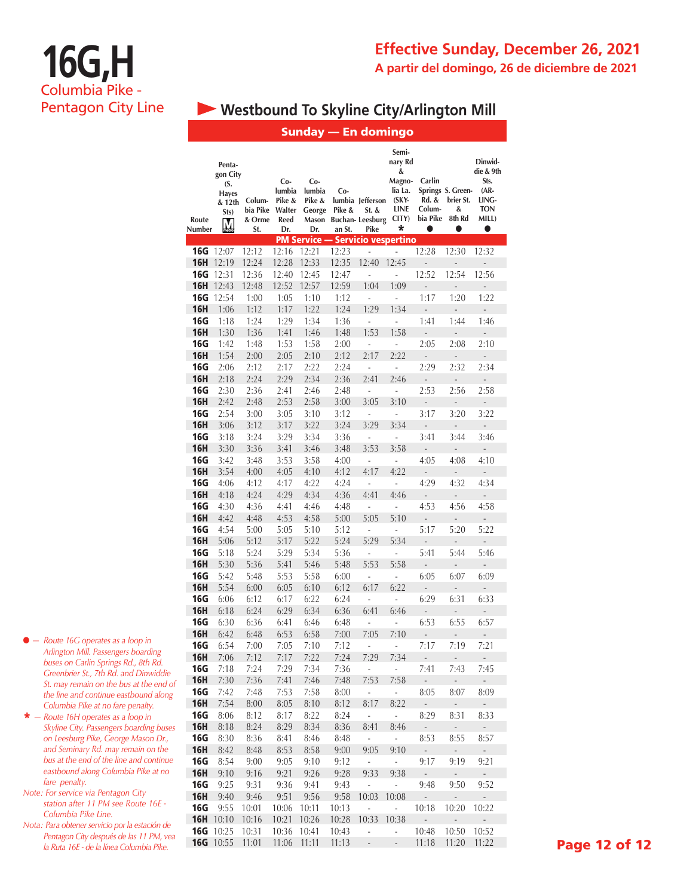# 16G,H

Columbia Pike - Pentagon City Line

**Effective Sunday, December 26, 2021**

**A partir del domingo, 26 de diciembre de 2021**

## Westbound To Skyline City/Arlington Mill

### Sunday — En domingo

| Route Number | Pentagon City (S. Hayes & 12th Sts) | Columbia Pike & Orme St. | Columbia Pike & Walter Reed Dr. | Columbia Pike & George Mason Dr. | Columbia Pike & Buchanan St. | Jefferson St. & Leesburg Pike | Seminary Rd & Magnolia La. (SKYLINE CITY) * | Carlin Springs Rd. & Columbia Pike ● | S. Greenbrier St. & 8th Rd ● | Dinwiddie & 9th Sts. (ARLINGTON MILL) ● |
|---|---|---|---|---|---|---|---|---|---|---|
| **PM Service — Servicio vespertino** | | | | | | | | | | |
| **16G** | 12:07 | 12:12 | 12:16 | 12:21 | 12:23 | - | - | 12:28 | 12:30 | 12:32 |
| **16H** | 12:19 | 12:24 | 12:28 | 12:33 | 12:35 | 12:40 | 12:45 | - | - | - |
| **16G** | 12:31 | 12:36 | 12:40 | 12:45 | 12:47 | - | - | 12:52 | 12:54 | 12:56 |
| **16H** | 12:43 | 12:48 | 12:52 | 12:57 | 12:59 | 1:04 | 1:09 | - | - | - |
| **16G** | 12:54 | 1:00 | 1:05 | 1:10 | 1:12 | - | - | 1:17 | 1:20 | 1:22 |
| **16H** | 1:06 | 1:12 | 1:17 | 1:22 | 1:24 | 1:29 | 1:34 | - | - | - |
| **16G** | 1:18 | 1:24 | 1:29 | 1:34 | 1:36 | - | - | 1:41 | 1:44 | 1:46 |
| **16H** | 1:30 | 1:36 | 1:41 | 1:46 | 1:48 | 1:53 | 1:58 | - | - | - |
| **16G** | 1:42 | 1:48 | 1:53 | 1:58 | 2:00 | - | - | 2:05 | 2:08 | 2:10 |
| **16H** | 1:54 | 2:00 | 2:05 | 2:10 | 2:12 | 2:17 | 2:22 | - | - | - |
| **16G** | 2:06 | 2:12 | 2:17 | 2:22 | 2:24 | - | - | 2:29 | 2:32 | 2:34 |
| **16H** | 2:18 | 2:24 | 2:29 | 2:34 | 2:36 | 2:41 | 2:46 | - | - | - |
| **16G** | 2:30 | 2:36 | 2:41 | 2:46 | 2:48 | - | - | 2:53 | 2:56 | 2:58 |
| **16H** | 2:42 | 2:48 | 2:53 | 2:58 | 3:00 | 3:05 | 3:10 | - | - | - |
| **16G** | 2:54 | 3:00 | 3:05 | 3:10 | 3:12 | - | - | 3:17 | 3:20 | 3:22 |
| **16H** | 3:06 | 3:12 | 3:17 | 3:22 | 3:24 | 3:29 | 3:34 | - | - | - |
| **16G** | 3:18 | 3:24 | 3:29 | 3:34 | 3:36 | - | - | 3:41 | 3:44 | 3:46 |
| **16H** | 3:30 | 3:36 | 3:41 | 3:46 | 3:48 | 3:53 | 3:58 | - | - | - |
| **16G** | 3:42 | 3:48 | 3:53 | 3:58 | 4:00 | - | - | 4:05 | 4:08 | 4:10 |
| **16H** | 3:54 | 4:00 | 4:05 | 4:10 | 4:12 | 4:17 | 4:22 | - | - | - |
| **16G** | 4:06 | 4:12 | 4:17 | 4:22 | 4:24 | - | - | 4:29 | 4:32 | 4:34 |
| **16H** | 4:18 | 4:24 | 4:29 | 4:34 | 4:36 | 4:41 | 4:46 | - | - | - |
| **16G** | 4:30 | 4:36 | 4:41 | 4:46 | 4:48 | - | - | 4:53 | 4:56 | 4:58 |
| **16H** | 4:42 | 4:48 | 4:53 | 4:58 | 5:00 | 5:05 | 5:10 | - | - | - |
| **16G** | 4:54 | 5:00 | 5:05 | 5:10 | 5:12 | - | - | 5:17 | 5:20 | 5:22 |
| **16H** | 5:06 | 5:12 | 5:17 | 5:22 | 5:24 | 5:29 | 5:34 | - | - | - |
| **16G** | 5:18 | 5:24 | 5:29 | 5:34 | 5:36 | - | - | 5:41 | 5:44 | 5:46 |
| **16H** | 5:30 | 5:36 | 5:41 | 5:46 | 5:48 | 5:53 | 5:58 | - | - | - |
| **16G** | 5:42 | 5:48 | 5:53 | 5:58 | 6:00 | - | - | 6:05 | 6:07 | 6:09 |
| **16H** | 5:54 | 6:00 | 6:05 | 6:10 | 6:12 | 6:17 | 6:22 | - | - | - |
| **16G** | 6:06 | 6:12 | 6:17 | 6:22 | 6:24 | - | - | 6:29 | 6:31 | 6:33 |
| **16H** | 6:18 | 6:24 | 6:29 | 6:34 | 6:36 | 6:41 | 6:46 | - | - | - |
| **16G** | 6:30 | 6:36 | 6:41 | 6:46 | 6:48 | - | - | 6:53 | 6:55 | 6:57 |
| **16H** | 6:42 | 6:48 | 6:53 | 6:58 | 7:00 | 7:05 | 7:10 | - | - | - |
| **16G** | 6:54 | 7:00 | 7:05 | 7:10 | 7:12 | - | - | 7:17 | 7:19 | 7:21 |
| **16H** | 7:06 | 7:12 | 7:17 | 7:22 | 7:24 | 7:29 | 7:34 | - | - | - |
| **16G** | 7:18 | 7:24 | 7:29 | 7:34 | 7:36 | - | - | 7:41 | 7:43 | 7:45 |
| **16H** | 7:30 | 7:36 | 7:41 | 7:46 | 7:48 | 7:53 | 7:58 | - | - | - |
| **16G** | 7:42 | 7:48 | 7:53 | 7:58 | 8:00 | - | - | 8:05 | 8:07 | 8:09 |
| **16H** | 7:54 | 8:00 | 8:05 | 8:10 | 8:12 | 8:17 | 8:22 | - | - | - |
| **16G** | 8:06 | 8:12 | 8:17 | 8:22 | 8:24 | - | - | 8:29 | 8:31 | 8:33 |
| **16H** | 8:18 | 8:24 | 8:29 | 8:34 | 8:36 | 8:41 | 8:46 | - | - | - |
| **16G** | 8:30 | 8:36 | 8:41 | 8:46 | 8:48 | - | - | 8:53 | 8:55 | 8:57 |
| **16H** | 8:42 | 8:48 | 8:53 | 8:58 | 9:00 | 9:05 | 9:10 | - | - | - |
| **16G** | 8:54 | 9:00 | 9:05 | 9:10 | 9:12 | - | - | 9:17 | 9:19 | 9:21 |
| **16H** | 9:10 | 9:16 | 9:21 | 9:26 | 9:28 | 9:33 | 9:38 | - | - | - |
| **16G** | 9:25 | 9:31 | 9:36 | 9:41 | 9:43 | - | - | 9:48 | 9:50 | 9:52 |
| **16H** | 9:40 | 9:46 | 9:51 | 9:56 | 9:58 | 10:03 | 10:08 | - | - | - |
| **16G** | 9:55 | 10:01 | 10:06 | 10:11 | 10:13 | - | - | 10:18 | 10:20 | 10:22 |
| **16H** | 10:10 | 10:16 | 10:21 | 10:26 | 10:28 | 10:33 | 10:38 | - | - | - |
| **16G** | 10:25 | 10:31 | 10:36 | 10:41 | 10:43 | - | - | 10:48 | 10:50 | 10:52 |
| **16G** | 10:55 | 11:01 | 11:06 | 11:11 | 11:13 | - | - | 11:18 | 11:20 | 11:22 |

● — *Route 16G operates as a loop in Arlington Mill. Passengers boarding buses on Carlin Springs Rd., 8th Rd. Greenbrier St., 7th Rd. and Dinwiddie St. may remain on the bus at the end of the line and continue eastbound along Columbia Pike at no fare penalty.*

\* — *Route 16H operates as a loop in Skyline City. Passengers boarding buses on Leesburg Pike, George Mason Dr., and Seminary Rd. may remain on the bus at the end of the line and continue eastbound along Columbia Pike at no fare penalty.*

*Note: For service via Pentagon City station after 11 PM see Route 16E - Columbia Pike Line.*

*Nota: Para obtener servicio por la estación de Pentagon City después de las 11 PM, vea la Ruta 16E - de la línea Columbia Pike.*